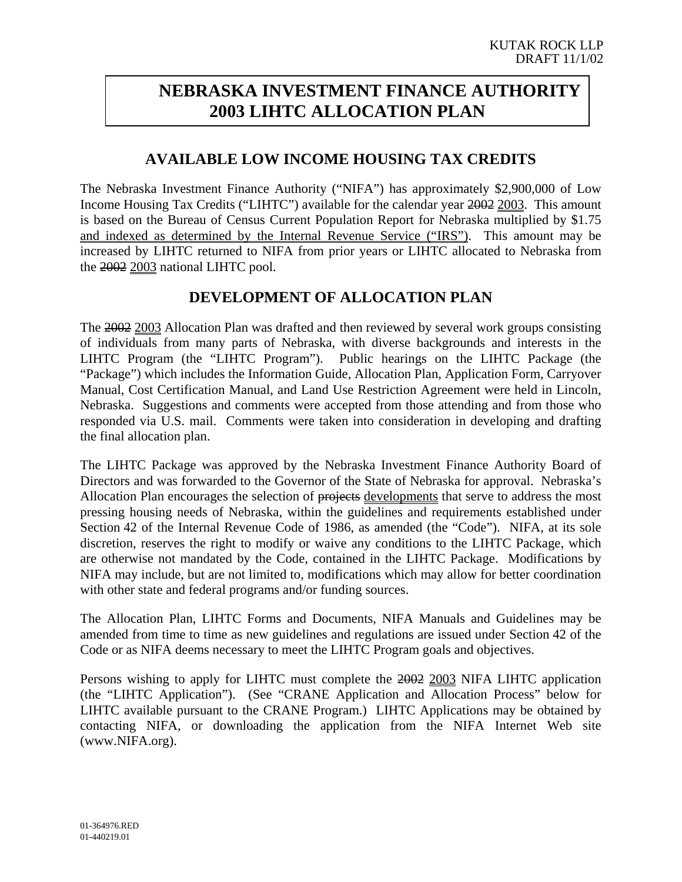# NEBRASKA INVESTMENT FINANCE AUTHORITY 2003 LIHTC ALLOCATION PLAN

## AVAILABLE LOW INCOME HOUSING TAX CREDITS

The Nebraska Investment Finance Authority ("NIFA") has approximately $2,900,000 of Low Income Housing Tax Credits ("LIHTC") available for the calendar year ~~2002~~ 2003. This amount is based on the Bureau of Census Current Population Report for Nebraska multiplied by $1.75 and indexed as determined by the Internal Revenue Service ("IRS"). This amount may be increased by LIHTC returned to NIFA from prior years or LIHTC allocated to Nebraska from the ~~2002~~ 2003 national LIHTC pool.

## DEVELOPMENT OF ALLOCATION PLAN

The ~~2002~~ 2003 Allocation Plan was drafted and then reviewed by several work groups consisting of individuals from many parts of Nebraska, with diverse backgrounds and interests in the LIHTC Program (the "LIHTC Program"). Public hearings on the LIHTC Package (the "Package") which includes the Information Guide, Allocation Plan, Application Form, Carryover Manual, Cost Certification Manual, and Land Use Restriction Agreement were held in Lincoln, Nebraska. Suggestions and comments were accepted from those attending and from those who responded via U.S. mail. Comments were taken into consideration in developing and drafting the final allocation plan.

The LIHTC Package was approved by the Nebraska Investment Finance Authority Board of Directors and was forwarded to the Governor of the State of Nebraska for approval. Nebraska's Allocation Plan encourages the selection of ~~projects~~ developments that serve to address the most pressing housing needs of Nebraska, within the guidelines and requirements established under Section 42 of the Internal Revenue Code of 1986, as amended (the "Code"). NIFA, at its sole discretion, reserves the right to modify or waive any conditions to the LIHTC Package, which are otherwise not mandated by the Code, contained in the LIHTC Package. Modifications by NIFA may include, but are not limited to, modifications which may allow for better coordination with other state and federal programs and/or funding sources.

The Allocation Plan, LIHTC Forms and Documents, NIFA Manuals and Guidelines may be amended from time to time as new guidelines and regulations are issued under Section 42 of the Code or as NIFA deems necessary to meet the LIHTC Program goals and objectives.

Persons wishing to apply for LIHTC must complete the ~~2002~~ 2003 NIFA LIHTC application (the "LIHTC Application"). (See "CRANE Application and Allocation Process" below for LIHTC available pursuant to the CRANE Program.) LIHTC Applications may be obtained by contacting NIFA, or downloading the application from the NIFA Internet Web site (www.NIFA.org).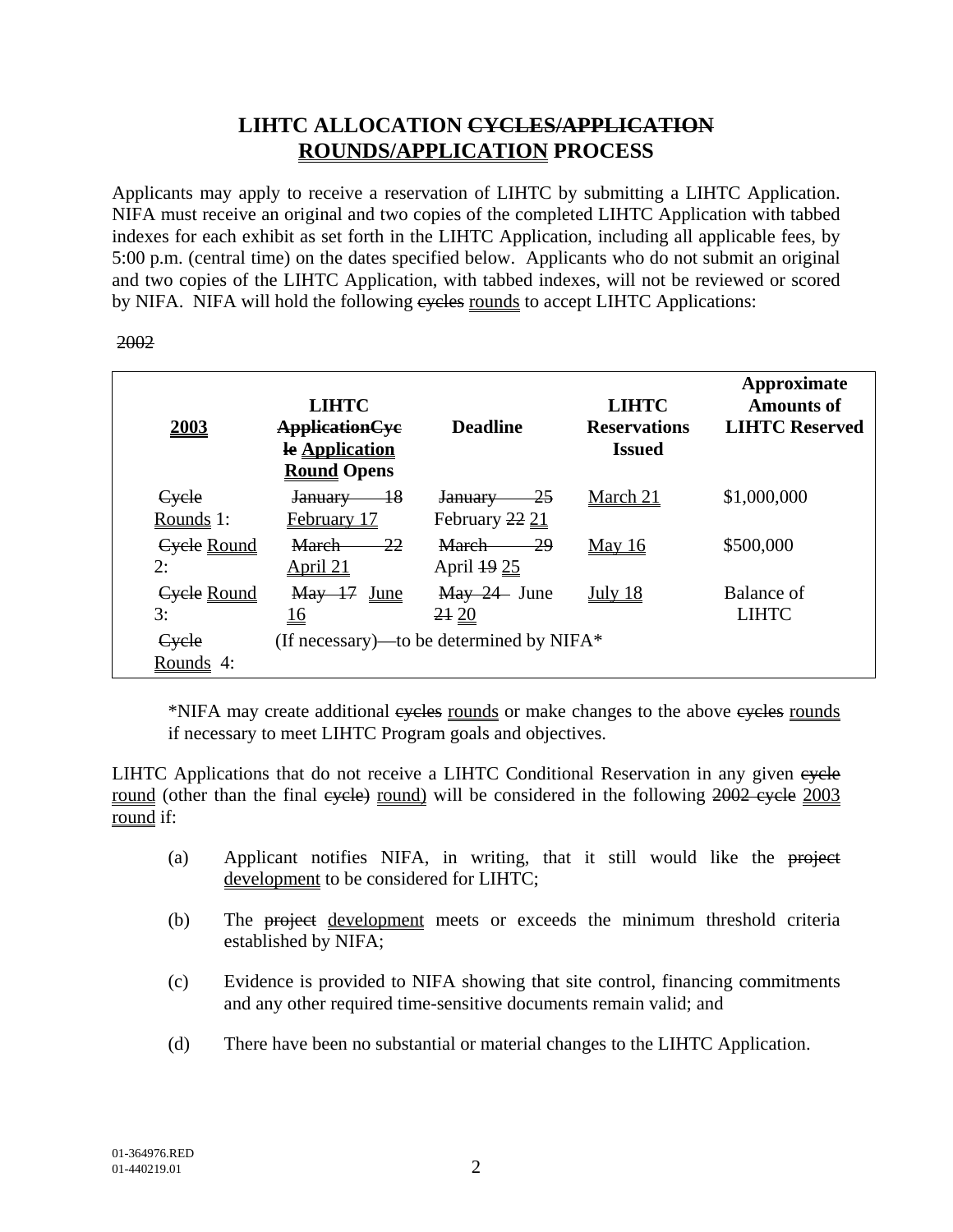# LIHTC ALLOCATION ~~CYCLES/APPLICATION~~ ROUNDS/APPLICATION PROCESS

Applicants may apply to receive a reservation of LIHTC by submitting a LIHTC Application. NIFA must receive an original and two copies of the completed LIHTC Application with tabbed indexes for each exhibit as set forth in the LIHTC Application, including all applicable fees, by 5:00 p.m. (central time) on the dates specified below. Applicants who do not submit an original and two copies of the LIHTC Application, with tabbed indexes, will not be reviewed or scored by NIFA. NIFA will hold the following ~~cycles~~ rounds to accept LIHTC Applications:

~~2002~~

| **2003** | **LIHTC ~~ApplicationCycle~~ Application Round Opens** | **Deadline** | **LIHTC Reservations Issued** | **Approximate Amounts of LIHTC Reserved** |
|---|---|---|---|---|
| ~~Cycle~~ Rounds 1: | ~~January 18~~ February 17 | ~~January 25~~ February ~~22~~ 21 | March 21 | $1,000,000 |
| ~~Cycle~~ Round 2: | ~~March 22~~ April 21 | ~~March 29~~ April ~~19~~ 25 | May 16 | $500,000 |
| ~~Cycle~~ Round 3: | ~~May 17~~ June 16 | ~~May 24~~ June ~~21~~ 20 | July 18 | Balance of LIHTC |
| ~~Cycle~~ Rounds 4: | (If necessary)—to be determined by NIFA* | | | |

*NIFA may create additional ~~cycles~~ rounds or make changes to the above ~~cycles~~ rounds if necessary to meet LIHTC Program goals and objectives.

LIHTC Applications that do not receive a LIHTC Conditional Reservation in any given ~~cycle~~ round (other than the final ~~cycle)~~ round) will be considered in the following ~~2002 cycle~~ 2003 round if:

(a) Applicant notifies NIFA, in writing, that it still would like the ~~project~~ development to be considered for LIHTC;

(b) The ~~project~~ development meets or exceeds the minimum threshold criteria established by NIFA;

(c) Evidence is provided to NIFA showing that site control, financing commitments and any other required time-sensitive documents remain valid; and

(d) There have been no substantial or material changes to the LIHTC Application.

01-364976.RED
01-440219.01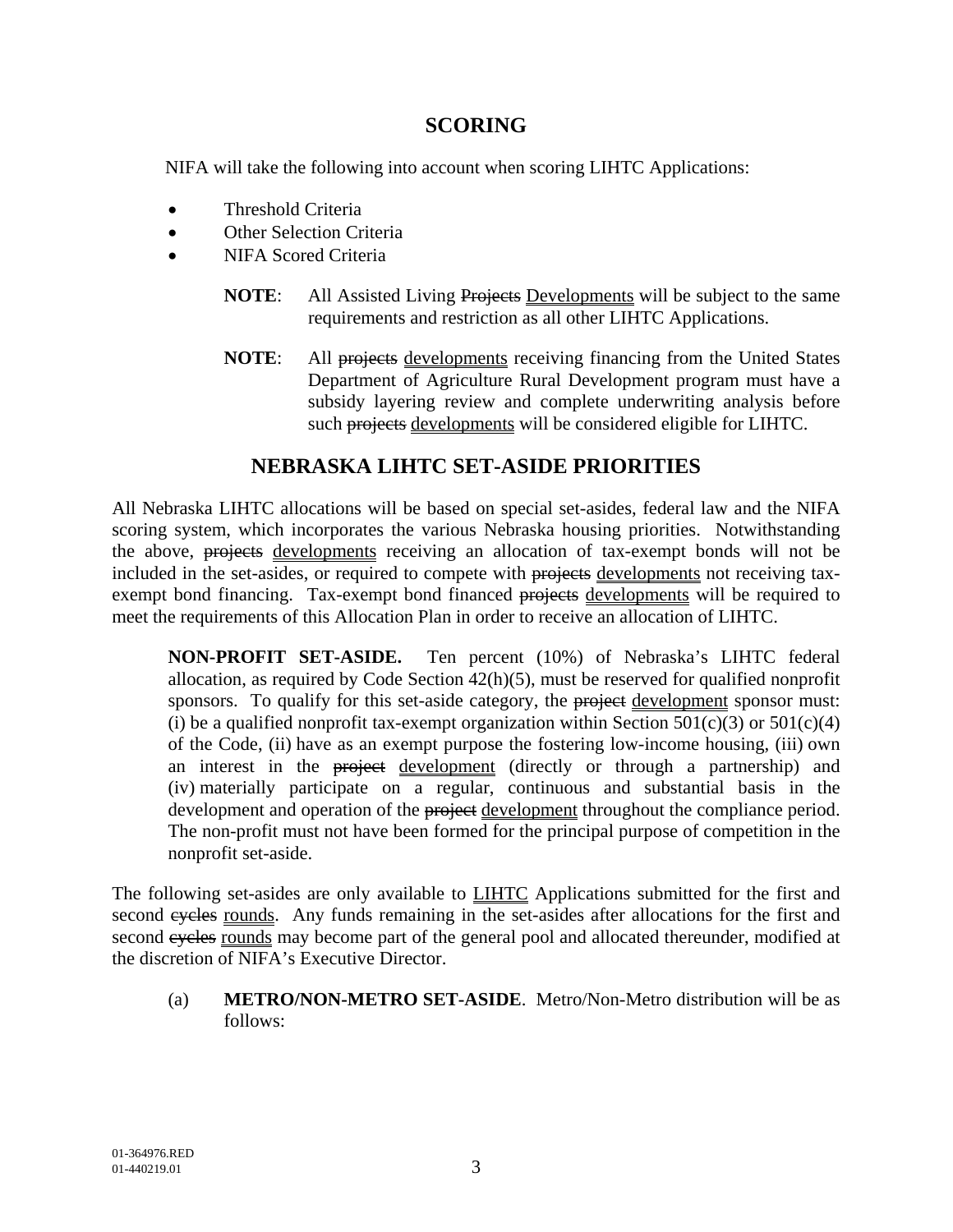## SCORING

NIFA will take the following into account when scoring LIHTC Applications:

- Threshold Criteria
- Other Selection Criteria
- NIFA Scored Criteria

> **NOTE**: All Assisted Living ~~Projects~~ Developments will be subject to the same requirements and restriction as all other LIHTC Applications.

> **NOTE**: All ~~projects~~ developments receiving financing from the United States Department of Agriculture Rural Development program must have a subsidy layering review and complete underwriting analysis before such ~~projects~~ developments will be considered eligible for LIHTC.

## NEBRASKA LIHTC SET-ASIDE PRIORITIES

All Nebraska LIHTC allocations will be based on special set-asides, federal law and the NIFA scoring system, which incorporates the various Nebraska housing priorities. Notwithstanding the above, ~~projects~~ developments receiving an allocation of tax-exempt bonds will not be included in the set-asides, or required to compete with ~~projects~~ developments not receiving tax-exempt bond financing. Tax-exempt bond financed ~~projects~~ developments will be required to meet the requirements of this Allocation Plan in order to receive an allocation of LIHTC.

**NON-PROFIT SET-ASIDE.** Ten percent (10%) of Nebraska's LIHTC federal allocation, as required by Code Section 42(h)(5), must be reserved for qualified nonprofit sponsors. To qualify for this set-aside category, the ~~project~~ development sponsor must: (i) be a qualified nonprofit tax-exempt organization within Section 501(c)(3) or 501(c)(4) of the Code, (ii) have as an exempt purpose the fostering low-income housing, (iii) own an interest in the ~~project~~ development (directly or through a partnership) and (iv) materially participate on a regular, continuous and substantial basis in the development and operation of the ~~project~~ development throughout the compliance period. The non-profit must not have been formed for the principal purpose of competition in the nonprofit set-aside.

The following set-asides are only available to LIHTC Applications submitted for the first and second ~~cycles~~ rounds. Any funds remaining in the set-asides after allocations for the first and second ~~cycles~~ rounds may become part of the general pool and allocated thereunder, modified at the discretion of NIFA's Executive Director.

(a) **METRO/NON-METRO SET-ASIDE**. Metro/Non-Metro distribution will be as follows: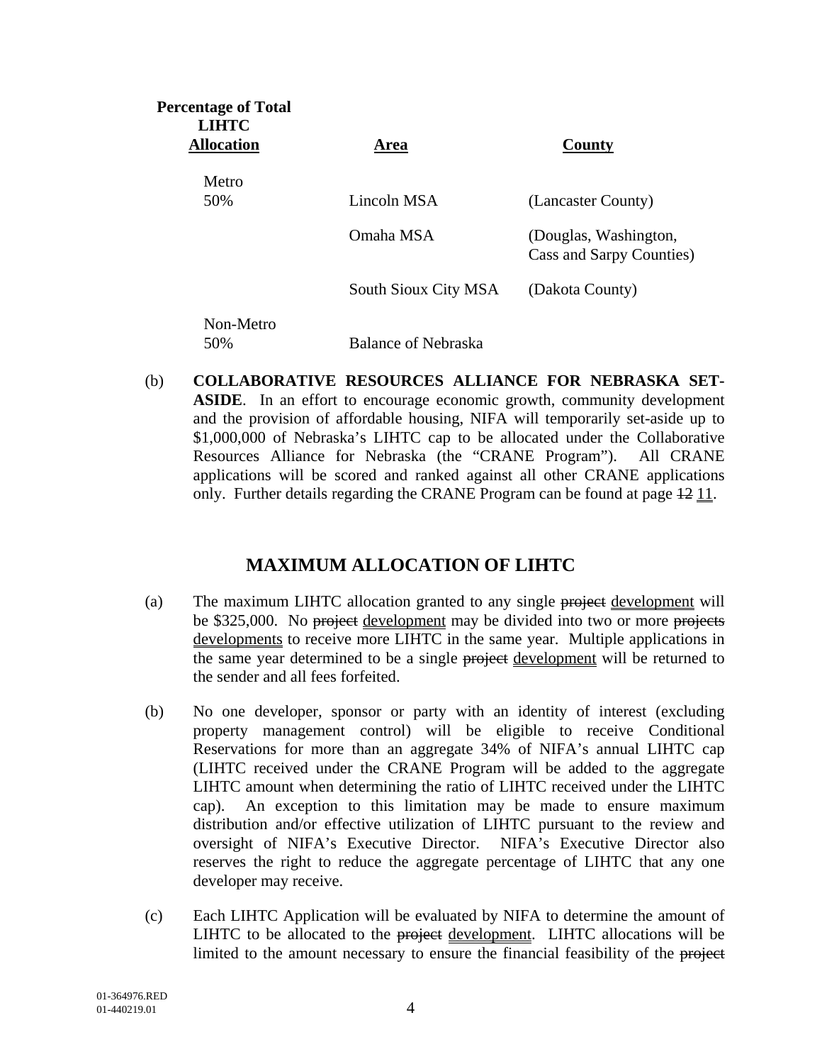| Percentage of Total LIHTC Allocation | Area | County |
|---|---|---|
| Metro 50% | Lincoln MSA | (Lancaster County) |
| | Omaha MSA | (Douglas, Washington, Cass and Sarpy Counties) |
| | South Sioux City MSA | (Dakota County) |
| Non-Metro 50% | Balance of Nebraska | |

(b) **COLLABORATIVE RESOURCES ALLIANCE FOR NEBRASKA SET-ASIDE**. In an effort to encourage economic growth, community development and the provision of affordable housing, NIFA will temporarily set-aside up to $1,000,000 of Nebraska's LIHTC cap to be allocated under the Collaborative Resources Alliance for Nebraska (the "CRANE Program"). All CRANE applications will be scored and ranked against all other CRANE applications only. Further details regarding the CRANE Program can be found at page ~~12~~ 11.

## MAXIMUM ALLOCATION OF LIHTC

(a) The maximum LIHTC allocation granted to any single ~~project~~ development will be $325,000. No ~~project~~ development may be divided into two or more ~~projects~~ developments to receive more LIHTC in the same year. Multiple applications in the same year determined to be a single ~~project~~ development will be returned to the sender and all fees forfeited.

(b) No one developer, sponsor or party with an identity of interest (excluding property management control) will be eligible to receive Conditional Reservations for more than an aggregate 34% of NIFA's annual LIHTC cap (LIHTC received under the CRANE Program will be added to the aggregate LIHTC amount when determining the ratio of LIHTC received under the LIHTC cap). An exception to this limitation may be made to ensure maximum distribution and/or effective utilization of LIHTC pursuant to the review and oversight of NIFA's Executive Director. NIFA's Executive Director also reserves the right to reduce the aggregate percentage of LIHTC that any one developer may receive.

(c) Each LIHTC Application will be evaluated by NIFA to determine the amount of LIHTC to be allocated to the ~~project~~ development. LIHTC allocations will be limited to the amount necessary to ensure the financial feasibility of the ~~project~~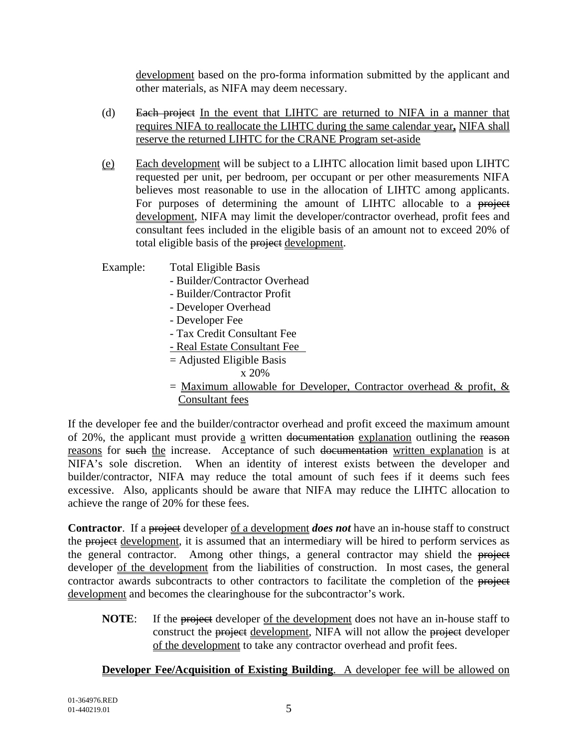development based on the pro-forma information submitted by the applicant and other materials, as NIFA may deem necessary.

(d) ~~Each project~~ In the event that LIHTC are returned to NIFA in a manner that requires NIFA to reallocate the LIHTC during the same calendar year, NIFA shall reserve the returned LIHTC for the CRANE Program set-aside

(e) Each development will be subject to a LIHTC allocation limit based upon LIHTC requested per unit, per bedroom, per occupant or per other measurements NIFA believes most reasonable to use in the allocation of LIHTC among applicants. For purposes of determining the amount of LIHTC allocable to a ~~project~~ development, NIFA may limit the developer/contractor overhead, profit fees and consultant fees included in the eligible basis of an amount not to exceed 20% of total eligible basis of the ~~project~~ development.

Example: Total Eligible Basis
- Builder/Contractor Overhead
- Builder/Contractor Profit
- Developer Overhead
- Developer Fee
- Tax Credit Consultant Fee
- Real Estate Consultant Fee
= Adjusted Eligible Basis
x 20%
= Maximum allowable for Developer, Contractor overhead & profit, & Consultant fees

If the developer fee and the builder/contractor overhead and profit exceed the maximum amount of 20%, the applicant must provide a written ~~documentation~~ explanation outlining the ~~reason~~ reasons for ~~such~~ the increase. Acceptance of such ~~documentation~~ written explanation is at NIFA's sole discretion. When an identity of interest exists between the developer and builder/contractor, NIFA may reduce the total amount of such fees if it deems such fees excessive. Also, applicants should be aware that NIFA may reduce the LIHTC allocation to achieve the range of 20% for these fees.

**Contractor**. If a ~~project~~ developer of a development ***does not*** have an in-house staff to construct the ~~project~~ development, it is assumed that an intermediary will be hired to perform services as the general contractor. Among other things, a general contractor may shield the ~~project~~ developer of the development from the liabilities of construction. In most cases, the general contractor awards subcontracts to other contractors to facilitate the completion of the ~~project~~ development and becomes the clearinghouse for the subcontractor's work.

**NOTE**: If the ~~project~~ developer of the development does not have an in-house staff to construct the ~~project~~ development, NIFA will not allow the ~~project~~ developer of the development to take any contractor overhead and profit fees.

**Developer Fee/Acquisition of Existing Building**. A developer fee will be allowed on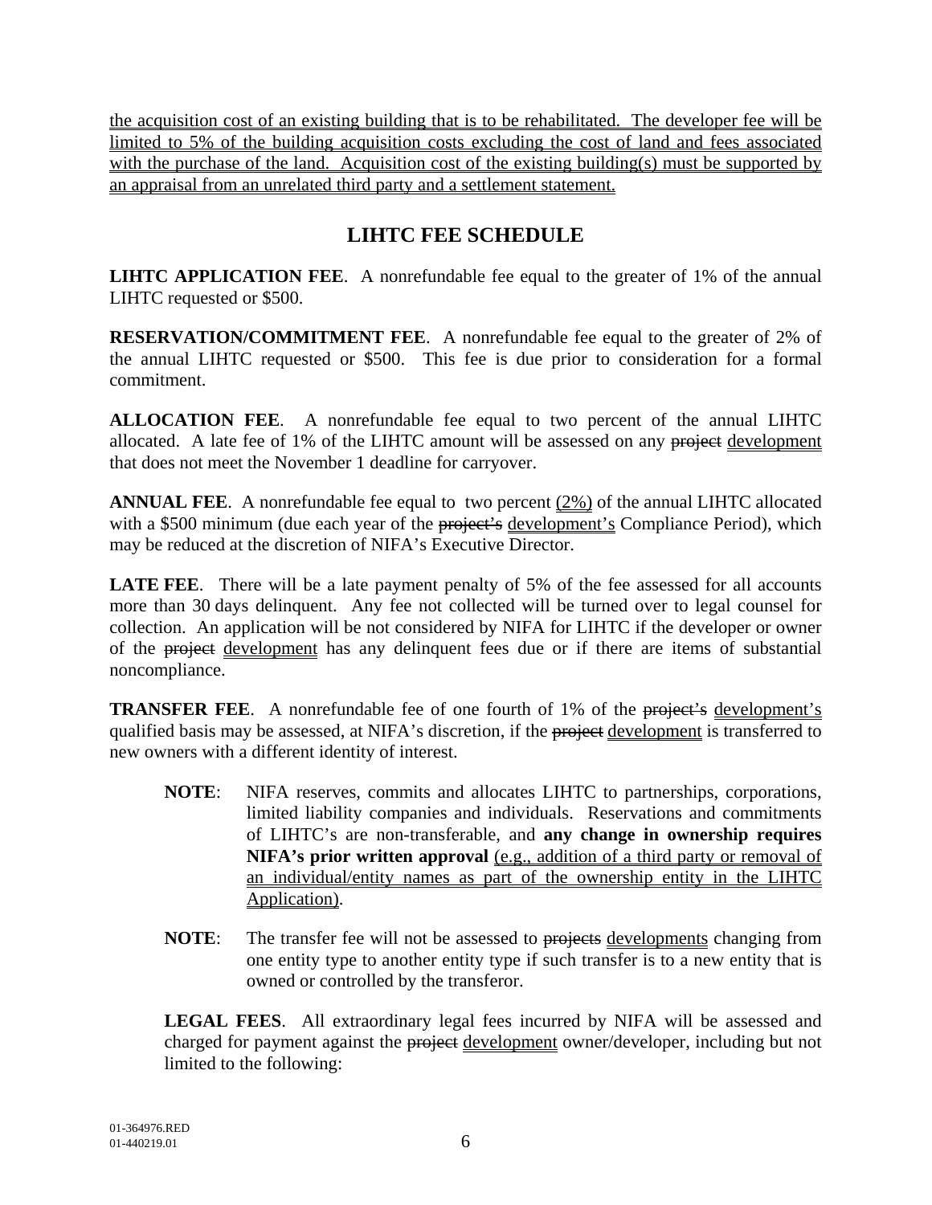the acquisition cost of an existing building that is to be rehabilitated. The developer fee will be limited to 5% of the building acquisition costs excluding the cost of land and fees associated with the purchase of the land. Acquisition cost of the existing building(s) must be supported by an appraisal from an unrelated third party and a settlement statement.

## LIHTC FEE SCHEDULE

**LIHTC APPLICATION FEE**. A nonrefundable fee equal to the greater of 1% of the annual LIHTC requested or $500.

**RESERVATION/COMMITMENT FEE**. A nonrefundable fee equal to the greater of 2% of the annual LIHTC requested or $500. This fee is due prior to consideration for a formal commitment.

**ALLOCATION FEE**. A nonrefundable fee equal to two percent of the annual LIHTC allocated. A late fee of 1% of the LIHTC amount will be assessed on any ~~project~~ development that does not meet the November 1 deadline for carryover.

**ANNUAL FEE**. A nonrefundable fee equal to two percent (2%) of the annual LIHTC allocated with a $500 minimum (due each year of the ~~project's~~ development's Compliance Period), which may be reduced at the discretion of NIFA's Executive Director.

**LATE FEE**. There will be a late payment penalty of 5% of the fee assessed for all accounts more than 30 days delinquent. Any fee not collected will be turned over to legal counsel for collection. An application will be not considered by NIFA for LIHTC if the developer or owner of the ~~project~~ development has any delinquent fees due or if there are items of substantial noncompliance.

**TRANSFER FEE**. A nonrefundable fee of one fourth of 1% of the ~~project's~~ development's qualified basis may be assessed, at NIFA's discretion, if the ~~project~~ development is transferred to new owners with a different identity of interest.

> **NOTE**: NIFA reserves, commits and allocates LIHTC to partnerships, corporations, limited liability companies and individuals. Reservations and commitments of LIHTC's are non-transferable, and **any change in ownership requires NIFA's prior written approval** (e.g., addition of a third party or removal of an individual/entity names as part of the ownership entity in the LIHTC Application).

> **NOTE**: The transfer fee will not be assessed to ~~projects~~ developments changing from one entity type to another entity type if such transfer is to a new entity that is owned or controlled by the transferor.

**LEGAL FEES**. All extraordinary legal fees incurred by NIFA will be assessed and charged for payment against the ~~project~~ development owner/developer, including but not limited to the following: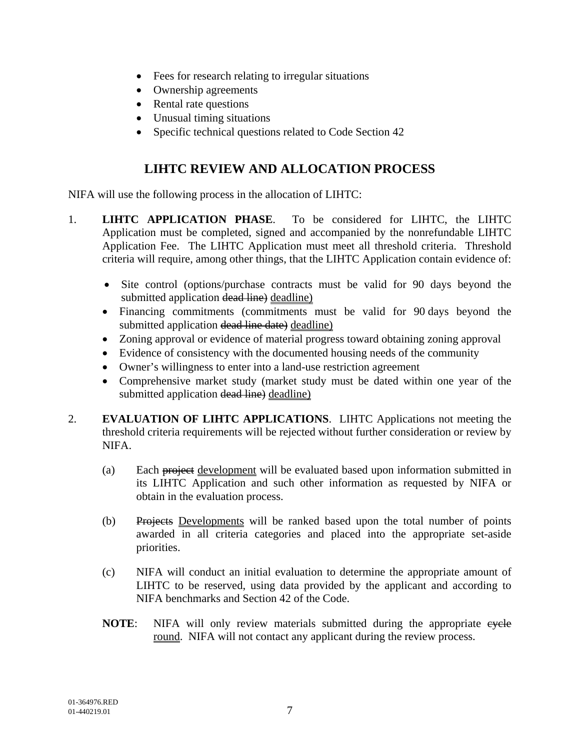- Fees for research relating to irregular situations
- Ownership agreements
- Rental rate questions
- Unusual timing situations
- Specific technical questions related to Code Section 42

## LIHTC REVIEW AND ALLOCATION PROCESS

NIFA will use the following process in the allocation of LIHTC:

1. **LIHTC APPLICATION PHASE**. To be considered for LIHTC, the LIHTC Application must be completed, signed and accompanied by the nonrefundable LIHTC Application Fee. The LIHTC Application must meet all threshold criteria. Threshold criteria will require, among other things, that the LIHTC Application contain evidence of:

   - Site control (options/purchase contracts must be valid for 90 days beyond the submitted application ~~dead line)~~ deadline)
   - Financing commitments (commitments must be valid for 90 days beyond the submitted application ~~dead line date)~~ deadline)
   - Zoning approval or evidence of material progress toward obtaining zoning approval
   - Evidence of consistency with the documented housing needs of the community
   - Owner's willingness to enter into a land-use restriction agreement
   - Comprehensive market study (market study must be dated within one year of the submitted application ~~dead line)~~ deadline)

2. **EVALUATION OF LIHTC APPLICATIONS**. LIHTC Applications not meeting the threshold criteria requirements will be rejected without further consideration or review by NIFA.

   (a) Each ~~project~~ development will be evaluated based upon information submitted in its LIHTC Application and such other information as requested by NIFA or obtain in the evaluation process.

   (b) ~~Projects~~ Developments will be ranked based upon the total number of points awarded in all criteria categories and placed into the appropriate set-aside priorities.

   (c) NIFA will conduct an initial evaluation to determine the appropriate amount of LIHTC to be reserved, using data provided by the applicant and according to NIFA benchmarks and Section 42 of the Code.

   **NOTE**: NIFA will only review materials submitted during the appropriate ~~cycle~~ round. NIFA will not contact any applicant during the review process.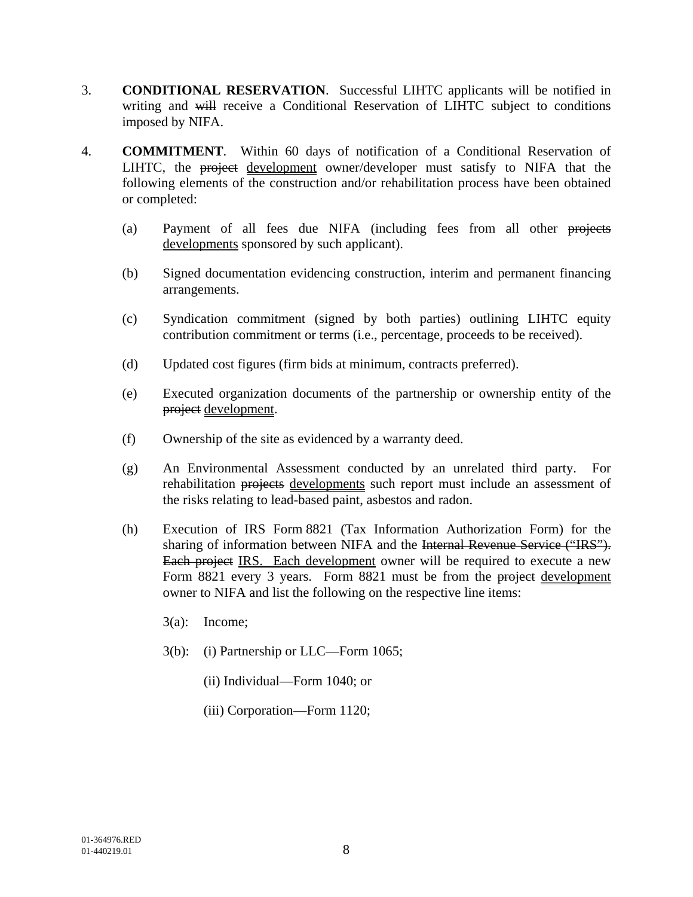3. **CONDITIONAL RESERVATION**. Successful LIHTC applicants will be notified in writing and ~~will~~ receive a Conditional Reservation of LIHTC subject to conditions imposed by NIFA.

4. **COMMITMENT**. Within 60 days of notification of a Conditional Reservation of LIHTC, the ~~project~~ development owner/developer must satisfy to NIFA that the following elements of the construction and/or rehabilitation process have been obtained or completed:

   (a) Payment of all fees due NIFA (including fees from all other ~~projects~~ developments sponsored by such applicant).

   (b) Signed documentation evidencing construction, interim and permanent financing arrangements.

   (c) Syndication commitment (signed by both parties) outlining LIHTC equity contribution commitment or terms (i.e., percentage, proceeds to be received).

   (d) Updated cost figures (firm bids at minimum, contracts preferred).

   (e) Executed organization documents of the partnership or ownership entity of the ~~project~~ development.

   (f) Ownership of the site as evidenced by a warranty deed.

   (g) An Environmental Assessment conducted by an unrelated third party. For rehabilitation ~~projects~~ developments such report must include an assessment of the risks relating to lead-based paint, asbestos and radon.

   (h) Execution of IRS Form 8821 (Tax Information Authorization Form) for the sharing of information between NIFA and the ~~Internal Revenue Service ("IRS"). Each project~~ IRS. Each development owner will be required to execute a new Form 8821 every 3 years. Form 8821 must be from the ~~project~~ development owner to NIFA and list the following on the respective line items:

      3(a): Income;

      3(b): (i) Partnership or LLC—Form 1065;

      (ii) Individual—Form 1040; or

      (iii) Corporation—Form 1120;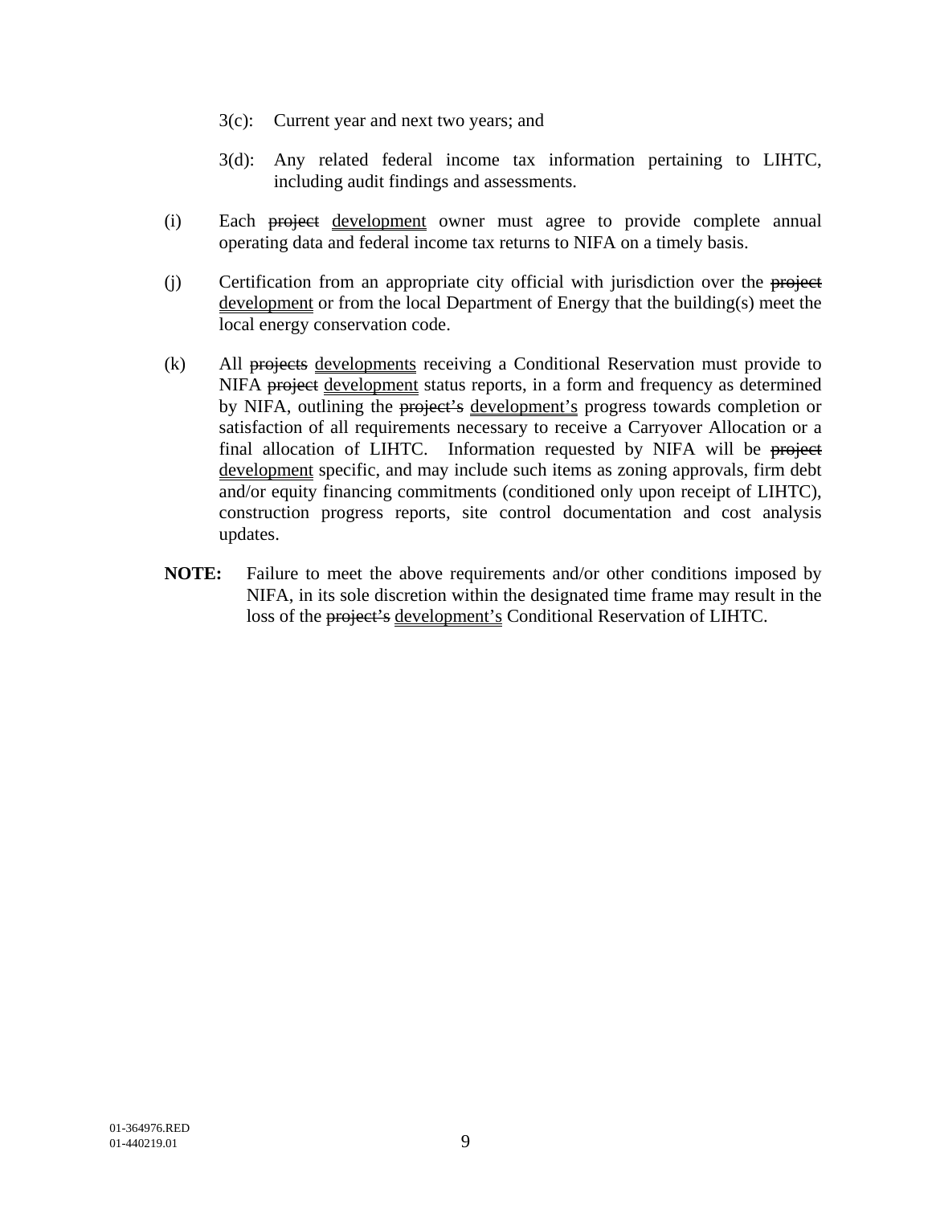3(c): Current year and next two years; and

3(d): Any related federal income tax information pertaining to LIHTC, including audit findings and assessments.

(i) Each ~~project~~ development owner must agree to provide complete annual operating data and federal income tax returns to NIFA on a timely basis.

(j) Certification from an appropriate city official with jurisdiction over the ~~project~~ development or from the local Department of Energy that the building(s) meet the local energy conservation code.

(k) All ~~projects~~ developments receiving a Conditional Reservation must provide to NIFA ~~project~~ development status reports, in a form and frequency as determined by NIFA, outlining the ~~project's~~ development's progress towards completion or satisfaction of all requirements necessary to receive a Carryover Allocation or a final allocation of LIHTC. Information requested by NIFA will be ~~project~~ development specific, and may include such items as zoning approvals, firm debt and/or equity financing commitments (conditioned only upon receipt of LIHTC), construction progress reports, site control documentation and cost analysis updates.

**NOTE:** Failure to meet the above requirements and/or other conditions imposed by NIFA, in its sole discretion within the designated time frame may result in the loss of the ~~project's~~ development's Conditional Reservation of LIHTC.

01-364976.RED
01-440219.01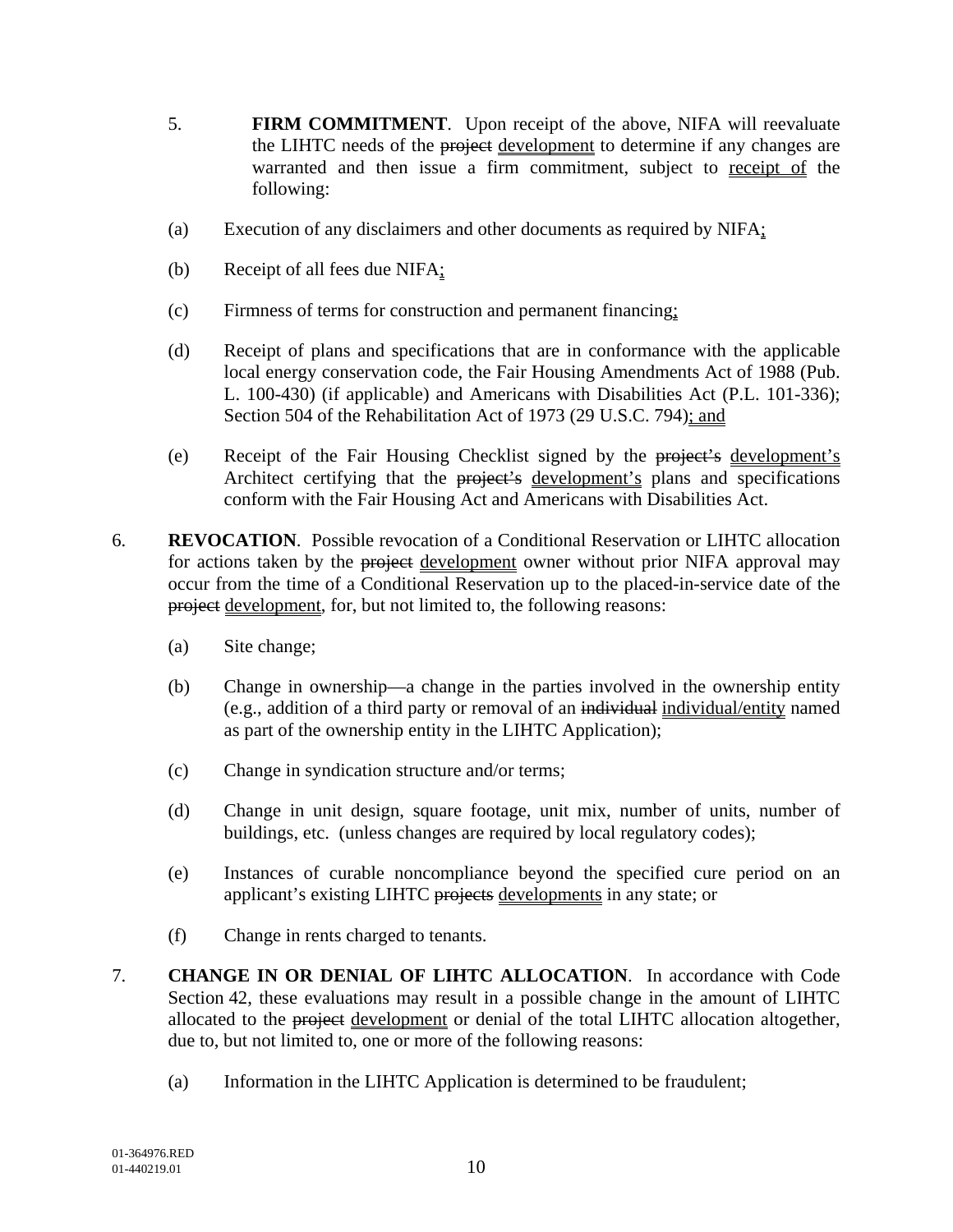5. **FIRM COMMITMENT**. Upon receipt of the above, NIFA will reevaluate the LIHTC needs of the ~~project~~ development to determine if any changes are warranted and then issue a firm commitment, subject to receipt of the following:

(a) Execution of any disclaimers and other documents as required by NIFA;

(b) Receipt of all fees due NIFA;

(c) Firmness of terms for construction and permanent financing;

(d) Receipt of plans and specifications that are in conformance with the applicable local energy conservation code, the Fair Housing Amendments Act of 1988 (Pub. L. 100-430) (if applicable) and Americans with Disabilities Act (P.L. 101-336); Section 504 of the Rehabilitation Act of 1973 (29 U.S.C. 794); and

(e) Receipt of the Fair Housing Checklist signed by the ~~project's~~ development's Architect certifying that the ~~project's~~ development's plans and specifications conform with the Fair Housing Act and Americans with Disabilities Act.

6. **REVOCATION**. Possible revocation of a Conditional Reservation or LIHTC allocation for actions taken by the ~~project~~ development owner without prior NIFA approval may occur from the time of a Conditional Reservation up to the placed-in-service date of the ~~project~~ development, for, but not limited to, the following reasons:

(a) Site change;

(b) Change in ownership—a change in the parties involved in the ownership entity (e.g., addition of a third party or removal of an ~~individual~~ individual/entity named as part of the ownership entity in the LIHTC Application);

(c) Change in syndication structure and/or terms;

(d) Change in unit design, square footage, unit mix, number of units, number of buildings, etc. (unless changes are required by local regulatory codes);

(e) Instances of curable noncompliance beyond the specified cure period on an applicant's existing LIHTC ~~projects~~ developments in any state; or

(f) Change in rents charged to tenants.

7. **CHANGE IN OR DENIAL OF LIHTC ALLOCATION**. In accordance with Code Section 42, these evaluations may result in a possible change in the amount of LIHTC allocated to the ~~project~~ development or denial of the total LIHTC allocation altogether, due to, but not limited to, one or more of the following reasons:

(a) Information in the LIHTC Application is determined to be fraudulent;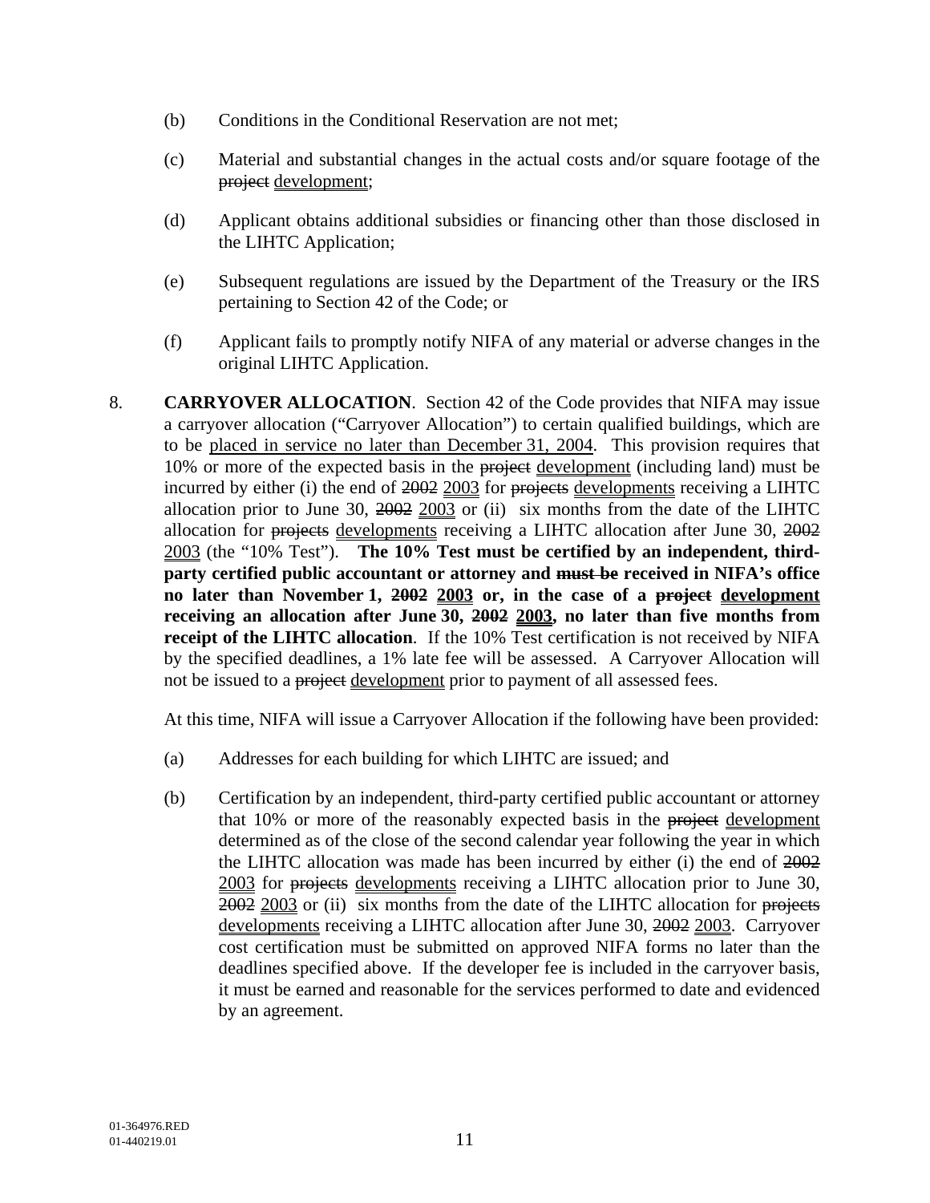(b) Conditions in the Conditional Reservation are not met;

(c) Material and substantial changes in the actual costs and/or square footage of the ~~project~~ development;

(d) Applicant obtains additional subsidies or financing other than those disclosed in the LIHTC Application;

(e) Subsequent regulations are issued by the Department of the Treasury or the IRS pertaining to Section 42 of the Code; or

(f) Applicant fails to promptly notify NIFA of any material or adverse changes in the original LIHTC Application.

8. **CARRYOVER ALLOCATION**. Section 42 of the Code provides that NIFA may issue a carryover allocation ("Carryover Allocation") to certain qualified buildings, which are to be placed in service no later than December 31, 2004. This provision requires that 10% or more of the expected basis in the ~~project~~ development (including land) must be incurred by either (i) the end of ~~2002~~ 2003 for ~~projects~~ developments receiving a LIHTC allocation prior to June 30, ~~2002~~ 2003 or (ii) six months from the date of the LIHTC allocation for ~~projects~~ developments receiving a LIHTC allocation after June 30, ~~2002~~ 2003 (the "10% Test"). **The 10% Test must be certified by an independent, third-party certified public accountant or attorney and ~~must be~~ received in NIFA's office no later than November 1, ~~2002~~ 2003 or, in the case of a ~~project~~ development receiving an allocation after June 30, ~~2002~~ 2003, no later than five months from receipt of the LIHTC allocation**. If the 10% Test certification is not received by NIFA by the specified deadlines, a 1% late fee will be assessed. A Carryover Allocation will not be issued to a ~~project~~ development prior to payment of all assessed fees.

At this time, NIFA will issue a Carryover Allocation if the following have been provided:

(a) Addresses for each building for which LIHTC are issued; and

(b) Certification by an independent, third-party certified public accountant or attorney that 10% or more of the reasonably expected basis in the ~~project~~ development determined as of the close of the second calendar year following the year in which the LIHTC allocation was made has been incurred by either (i) the end of ~~2002~~ 2003 for ~~projects~~ developments receiving a LIHTC allocation prior to June 30, ~~2002~~ 2003 or (ii) six months from the date of the LIHTC allocation for ~~projects~~ developments receiving a LIHTC allocation after June 30, ~~2002~~ 2003. Carryover cost certification must be submitted on approved NIFA forms no later than the deadlines specified above. If the developer fee is included in the carryover basis, it must be earned and reasonable for the services performed to date and evidenced by an agreement.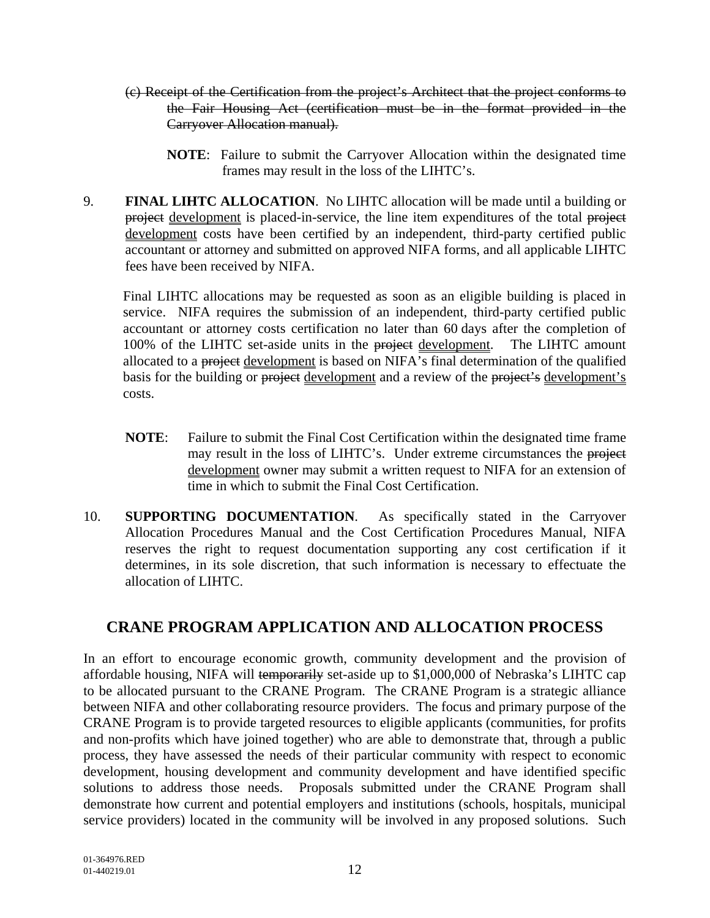~~(c) Receipt of the Certification from the project's Architect that the project conforms to the Fair Housing Act (certification must be in the format provided in the Carryover Allocation manual).~~

**NOTE**: Failure to submit the Carryover Allocation within the designated time frames may result in the loss of the LIHTC's.

9. **FINAL LIHTC ALLOCATION**. No LIHTC allocation will be made until a building or ~~project~~ <u>development</u> is placed-in-service, the line item expenditures of the total ~~project~~ <u>development</u> costs have been certified by an independent, third-party certified public accountant or attorney and submitted on approved NIFA forms, and all applicable LIHTC fees have been received by NIFA.

   Final LIHTC allocations may be requested as soon as an eligible building is placed in service. NIFA requires the submission of an independent, third-party certified public accountant or attorney costs certification no later than 60 days after the completion of 100% of the LIHTC set-aside units in the ~~project~~ <u>development</u>. The LIHTC amount allocated to a ~~project~~ <u>development</u> is based on NIFA's final determination of the qualified basis for the building or ~~project~~ <u>development</u> and a review of the ~~project's~~ <u>development's</u> costs.

   **NOTE**: Failure to submit the Final Cost Certification within the designated time frame may result in the loss of LIHTC's. Under extreme circumstances the ~~project~~ <u>development</u> owner may submit a written request to NIFA for an extension of time in which to submit the Final Cost Certification.

10. **SUPPORTING DOCUMENTATION**. As specifically stated in the Carryover Allocation Procedures Manual and the Cost Certification Procedures Manual, NIFA reserves the right to request documentation supporting any cost certification if it determines, in its sole discretion, that such information is necessary to effectuate the allocation of LIHTC.

## CRANE PROGRAM APPLICATION AND ALLOCATION PROCESS

In an effort to encourage economic growth, community development and the provision of affordable housing, NIFA will ~~temporarily~~ set-aside up to $1,000,000 of Nebraska's LIHTC cap to be allocated pursuant to the CRANE Program. The CRANE Program is a strategic alliance between NIFA and other collaborating resource providers. The focus and primary purpose of the CRANE Program is to provide targeted resources to eligible applicants (communities, for profits and non-profits which have joined together) who are able to demonstrate that, through a public process, they have assessed the needs of their particular community with respect to economic development, housing development and community development and have identified specific solutions to address those needs. Proposals submitted under the CRANE Program shall demonstrate how current and potential employers and institutions (schools, hospitals, municipal service providers) located in the community will be involved in any proposed solutions. Such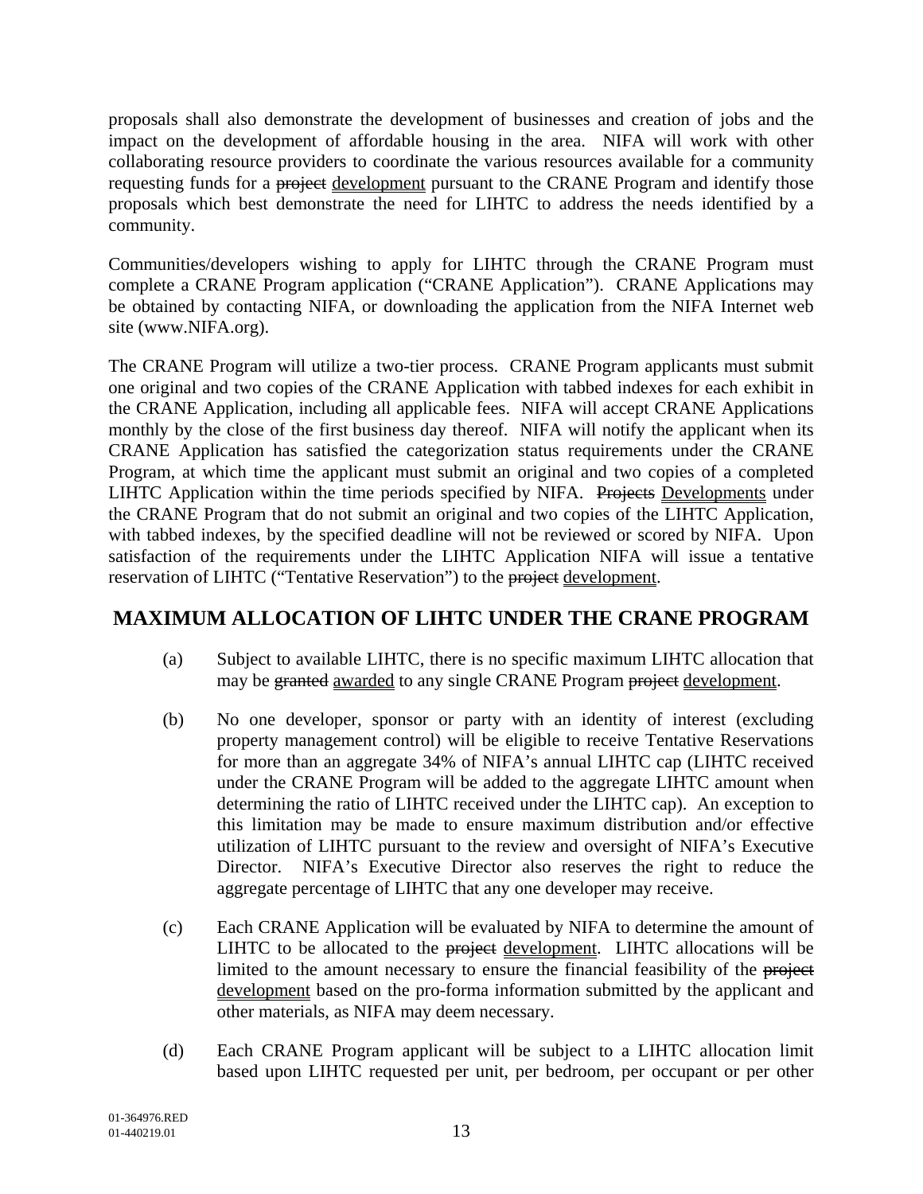proposals shall also demonstrate the development of businesses and creation of jobs and the impact on the development of affordable housing in the area. NIFA will work with other collaborating resource providers to coordinate the various resources available for a community requesting funds for a ~~project~~ development pursuant to the CRANE Program and identify those proposals which best demonstrate the need for LIHTC to address the needs identified by a community.

Communities/developers wishing to apply for LIHTC through the CRANE Program must complete a CRANE Program application ("CRANE Application"). CRANE Applications may be obtained by contacting NIFA, or downloading the application from the NIFA Internet web site (www.NIFA.org).

The CRANE Program will utilize a two-tier process. CRANE Program applicants must submit one original and two copies of the CRANE Application with tabbed indexes for each exhibit in the CRANE Application, including all applicable fees. NIFA will accept CRANE Applications monthly by the close of the first business day thereof. NIFA will notify the applicant when its CRANE Application has satisfied the categorization status requirements under the CRANE Program, at which time the applicant must submit an original and two copies of a completed LIHTC Application within the time periods specified by NIFA. ~~Projects~~ Developments under the CRANE Program that do not submit an original and two copies of the LIHTC Application, with tabbed indexes, by the specified deadline will not be reviewed or scored by NIFA. Upon satisfaction of the requirements under the LIHTC Application NIFA will issue a tentative reservation of LIHTC ("Tentative Reservation") to the ~~project~~ development.

## MAXIMUM ALLOCATION OF LIHTC UNDER THE CRANE PROGRAM

(a) Subject to available LIHTC, there is no specific maximum LIHTC allocation that may be ~~granted~~ awarded to any single CRANE Program ~~project~~ development.

(b) No one developer, sponsor or party with an identity of interest (excluding property management control) will be eligible to receive Tentative Reservations for more than an aggregate 34% of NIFA's annual LIHTC cap (LIHTC received under the CRANE Program will be added to the aggregate LIHTC amount when determining the ratio of LIHTC received under the LIHTC cap). An exception to this limitation may be made to ensure maximum distribution and/or effective utilization of LIHTC pursuant to the review and oversight of NIFA's Executive Director. NIFA's Executive Director also reserves the right to reduce the aggregate percentage of LIHTC that any one developer may receive.

(c) Each CRANE Application will be evaluated by NIFA to determine the amount of LIHTC to be allocated to the ~~project~~ development. LIHTC allocations will be limited to the amount necessary to ensure the financial feasibility of the ~~project~~ development based on the pro-forma information submitted by the applicant and other materials, as NIFA may deem necessary.

(d) Each CRANE Program applicant will be subject to a LIHTC allocation limit based upon LIHTC requested per unit, per bedroom, per occupant or per other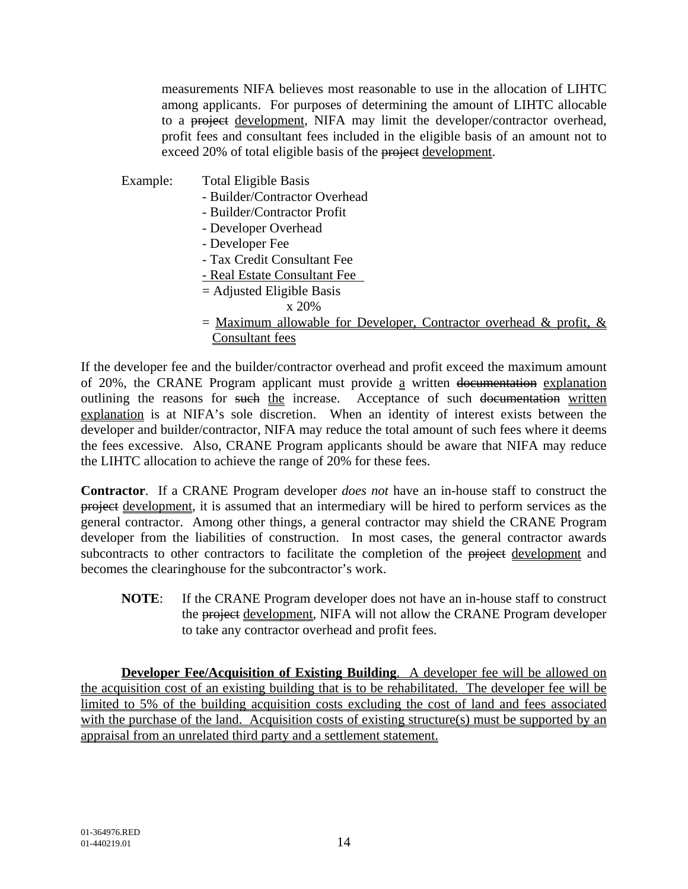measurements NIFA believes most reasonable to use in the allocation of LIHTC among applicants. For purposes of determining the amount of LIHTC allocable to a ~~project~~ <u>development</u>, NIFA may limit the developer/contractor overhead, profit fees and consultant fees included in the eligible basis of an amount not to exceed 20% of total eligible basis of the ~~project~~ <u>development</u>.

Example:

Total Eligible Basis
- Builder/Contractor Overhead
- Builder/Contractor Profit
- Developer Overhead
- Developer Fee
- Tax Credit Consultant Fee
- <u>Real Estate Consultant Fee</u>

= Adjusted Eligible Basis
x 20%
= <u>Maximum allowable for Developer, Contractor overhead & profit, & Consultant fees</u>

If the developer fee and the builder/contractor overhead and profit exceed the maximum amount of 20%, the CRANE Program applicant must provide <u>a</u> written ~~documentation~~ <u>explanation</u> outlining the reasons for ~~such~~ <u>the</u> increase. Acceptance of such ~~documentation~~ <u>written explanation</u> is at NIFA's sole discretion. When an identity of interest exists between the developer and builder/contractor, NIFA may reduce the total amount of such fees where it deems the fees excessive. Also, CRANE Program applicants should be aware that NIFA may reduce the LIHTC allocation to achieve the range of 20% for these fees.

**Contractor**. If a CRANE Program developer *does not* have an in-house staff to construct the ~~project~~ <u>development</u>, it is assumed that an intermediary will be hired to perform services as the general contractor. Among other things, a general contractor may shield the CRANE Program developer from the liabilities of construction. In most cases, the general contractor awards subcontracts to other contractors to facilitate the completion of the ~~project~~ <u>development</u> and becomes the clearinghouse for the subcontractor's work.

**NOTE**: If the CRANE Program developer does not have an in-house staff to construct the ~~project~~ <u>development</u>, NIFA will not allow the CRANE Program developer to take any contractor overhead and profit fees.

<u>**Developer Fee/Acquisition of Existing Building**. A developer fee will be allowed on the acquisition cost of an existing building that is to be rehabilitated. The developer fee will be limited to 5% of the building acquisition costs excluding the cost of land and fees associated with the purchase of the land. Acquisition costs of existing structure(s) must be supported by an appraisal from an unrelated third party and a settlement statement.</u>

01-364976.RED
01-440219.01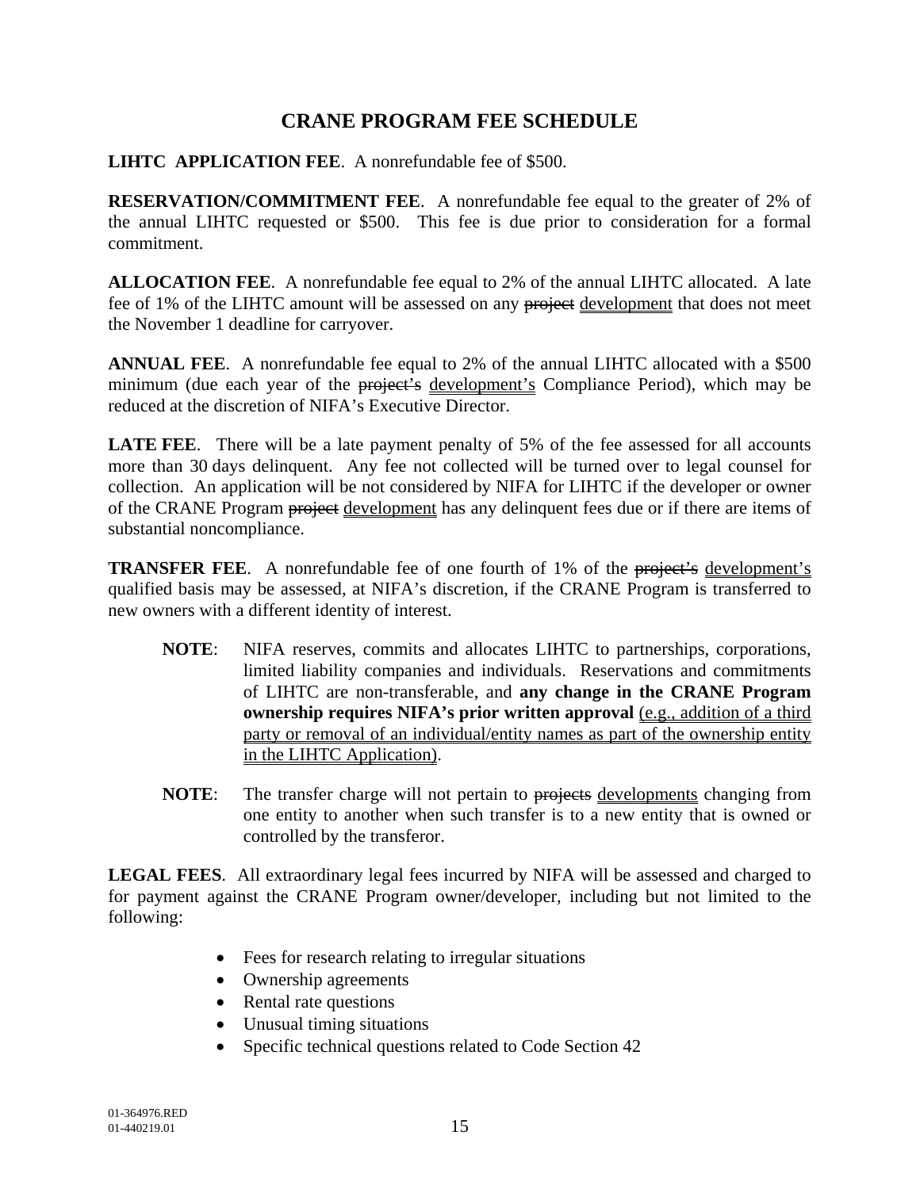# CRANE PROGRAM FEE SCHEDULE

**LIHTC APPLICATION FEE**. A nonrefundable fee of $500.

**RESERVATION/COMMITMENT FEE**. A nonrefundable fee equal to the greater of 2% of the annual LIHTC requested or $500. This fee is due prior to consideration for a formal commitment.

**ALLOCATION FEE**. A nonrefundable fee equal to 2% of the annual LIHTC allocated. A late fee of 1% of the LIHTC amount will be assessed on any ~~project~~ development that does not meet the November 1 deadline for carryover.

**ANNUAL FEE**. A nonrefundable fee equal to 2% of the annual LIHTC allocated with a $500 minimum (due each year of the ~~project's~~ development's Compliance Period), which may be reduced at the discretion of NIFA's Executive Director.

**LATE FEE**. There will be a late payment penalty of 5% of the fee assessed for all accounts more than 30 days delinquent. Any fee not collected will be turned over to legal counsel for collection. An application will be not considered by NIFA for LIHTC if the developer or owner of the CRANE Program ~~project~~ development has any delinquent fees due or if there are items of substantial noncompliance.

**TRANSFER FEE**. A nonrefundable fee of one fourth of 1% of the ~~project's~~ development's qualified basis may be assessed, at NIFA's discretion, if the CRANE Program is transferred to new owners with a different identity of interest.

> **NOTE**: NIFA reserves, commits and allocates LIHTC to partnerships, corporations, limited liability companies and individuals. Reservations and commitments of LIHTC are non-transferable, and **any change in the CRANE Program ownership requires NIFA's prior written approval** (e.g., addition of a third party or removal of an individual/entity names as part of the ownership entity in the LIHTC Application).

> **NOTE**: The transfer charge will not pertain to ~~projects~~ developments changing from one entity to another when such transfer is to a new entity that is owned or controlled by the transferor.

**LEGAL FEES**. All extraordinary legal fees incurred by NIFA will be assessed and charged to for payment against the CRANE Program owner/developer, including but not limited to the following:

- Fees for research relating to irregular situations
- Ownership agreements
- Rental rate questions
- Unusual timing situations
- Specific technical questions related to Code Section 42

01-364976.RED
01-440219.01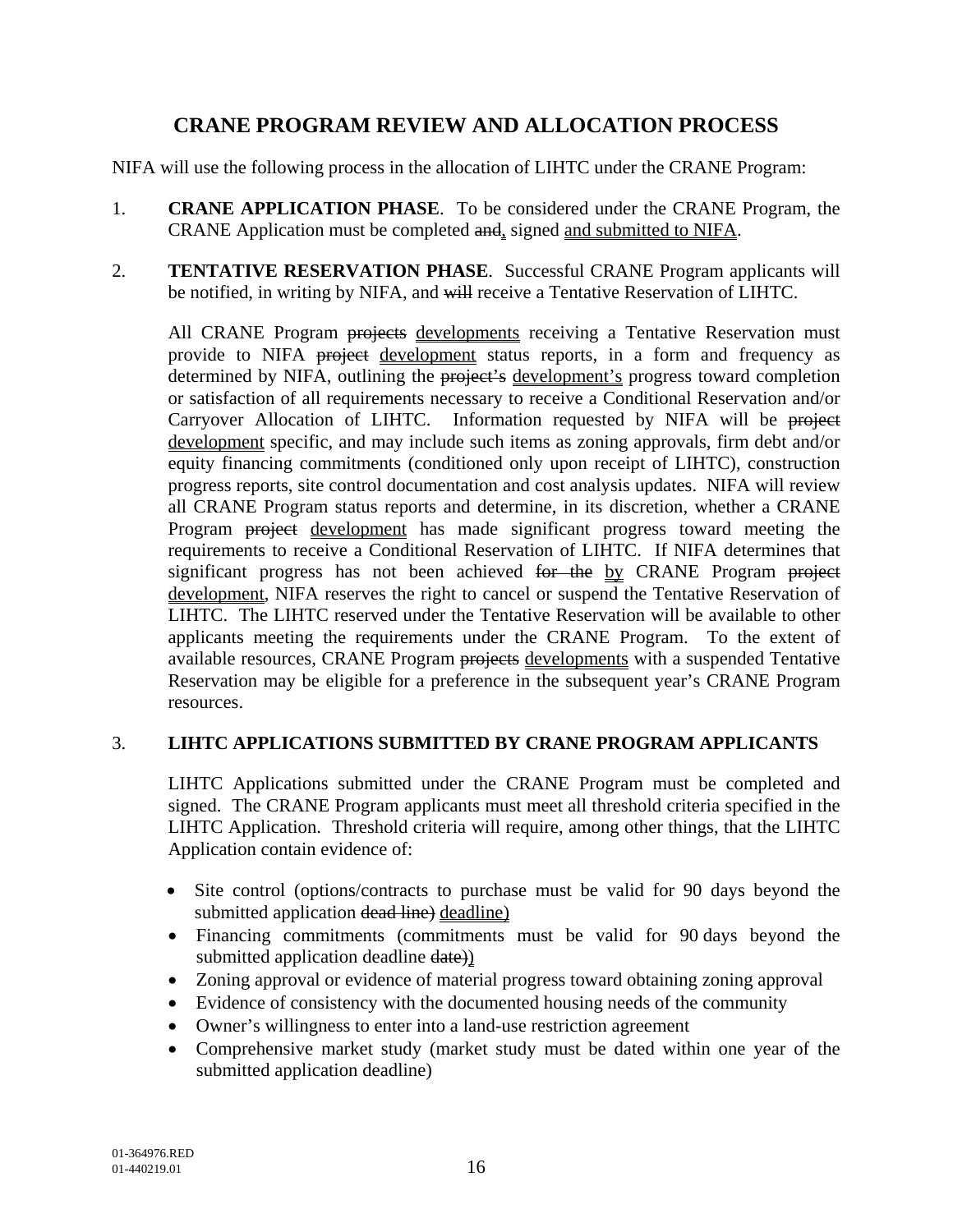# CRANE PROGRAM REVIEW AND ALLOCATION PROCESS

NIFA will use the following process in the allocation of LIHTC under the CRANE Program:

1. **CRANE APPLICATION PHASE**. To be considered under the CRANE Program, the CRANE Application must be completed ~~and~~<u>,</u> signed <u>and submitted to NIFA</u>.

2. **TENTATIVE RESERVATION PHASE**. Successful CRANE Program applicants will be notified, in writing by NIFA, and ~~will~~ receive a Tentative Reservation of LIHTC.

   All CRANE Program ~~projects~~ <u>developments</u> receiving a Tentative Reservation must provide to NIFA ~~project~~ <u>development</u> status reports, in a form and frequency as determined by NIFA, outlining the ~~project's~~ <u>development's</u> progress toward completion or satisfaction of all requirements necessary to receive a Conditional Reservation and/or Carryover Allocation of LIHTC. Information requested by NIFA will be ~~project~~ <u>development</u> specific, and may include such items as zoning approvals, firm debt and/or equity financing commitments (conditioned only upon receipt of LIHTC), construction progress reports, site control documentation and cost analysis updates. NIFA will review all CRANE Program status reports and determine, in its discretion, whether a CRANE Program ~~project~~ <u>development</u> has made significant progress toward meeting the requirements to receive a Conditional Reservation of LIHTC. If NIFA determines that significant progress has not been achieved ~~for the~~ <u>by</u> CRANE Program ~~project~~ <u>development</u>, NIFA reserves the right to cancel or suspend the Tentative Reservation of LIHTC. The LIHTC reserved under the Tentative Reservation will be available to other applicants meeting the requirements under the CRANE Program. To the extent of available resources, CRANE Program ~~projects~~ <u>developments</u> with a suspended Tentative Reservation may be eligible for a preference in the subsequent year's CRANE Program resources.

3. **LIHTC APPLICATIONS SUBMITTED BY CRANE PROGRAM APPLICANTS**

   LIHTC Applications submitted under the CRANE Program must be completed and signed. The CRANE Program applicants must meet all threshold criteria specified in the LIHTC Application. Threshold criteria will require, among other things, that the LIHTC Application contain evidence of:

   - Site control (options/contracts to purchase must be valid for 90 days beyond the submitted application ~~dead line)~~ <u>deadline)</u>
   - Financing commitments (commitments must be valid for 90 days beyond the submitted application deadline ~~date)~~<u>)</u>
   - Zoning approval or evidence of material progress toward obtaining zoning approval
   - Evidence of consistency with the documented housing needs of the community
   - Owner's willingness to enter into a land-use restriction agreement
   - Comprehensive market study (market study must be dated within one year of the submitted application deadline)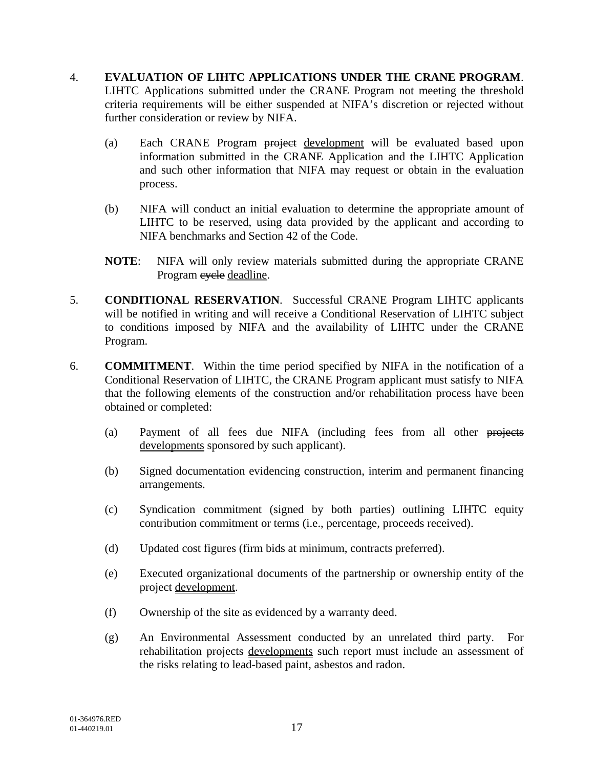4. **EVALUATION OF LIHTC APPLICATIONS UNDER THE CRANE PROGRAM**. LIHTC Applications submitted under the CRANE Program not meeting the threshold criteria requirements will be either suspended at NIFA's discretion or rejected without further consideration or review by NIFA.

   (a) Each CRANE Program ~~project~~ development will be evaluated based upon information submitted in the CRANE Application and the LIHTC Application and such other information that NIFA may request or obtain in the evaluation process.

   (b) NIFA will conduct an initial evaluation to determine the appropriate amount of LIHTC to be reserved, using data provided by the applicant and according to NIFA benchmarks and Section 42 of the Code.

   **NOTE**: NIFA will only review materials submitted during the appropriate CRANE Program ~~cycle~~ deadline.

5. **CONDITIONAL RESERVATION**. Successful CRANE Program LIHTC applicants will be notified in writing and will receive a Conditional Reservation of LIHTC subject to conditions imposed by NIFA and the availability of LIHTC under the CRANE Program.

6. **COMMITMENT**. Within the time period specified by NIFA in the notification of a Conditional Reservation of LIHTC, the CRANE Program applicant must satisfy to NIFA that the following elements of the construction and/or rehabilitation process have been obtained or completed:

   (a) Payment of all fees due NIFA (including fees from all other ~~projects~~ developments sponsored by such applicant).

   (b) Signed documentation evidencing construction, interim and permanent financing arrangements.

   (c) Syndication commitment (signed by both parties) outlining LIHTC equity contribution commitment or terms (i.e., percentage, proceeds received).

   (d) Updated cost figures (firm bids at minimum, contracts preferred).

   (e) Executed organizational documents of the partnership or ownership entity of the ~~project~~ development.

   (f) Ownership of the site as evidenced by a warranty deed.

   (g) An Environmental Assessment conducted by an unrelated third party. For rehabilitation ~~projects~~ developments such report must include an assessment of the risks relating to lead-based paint, asbestos and radon.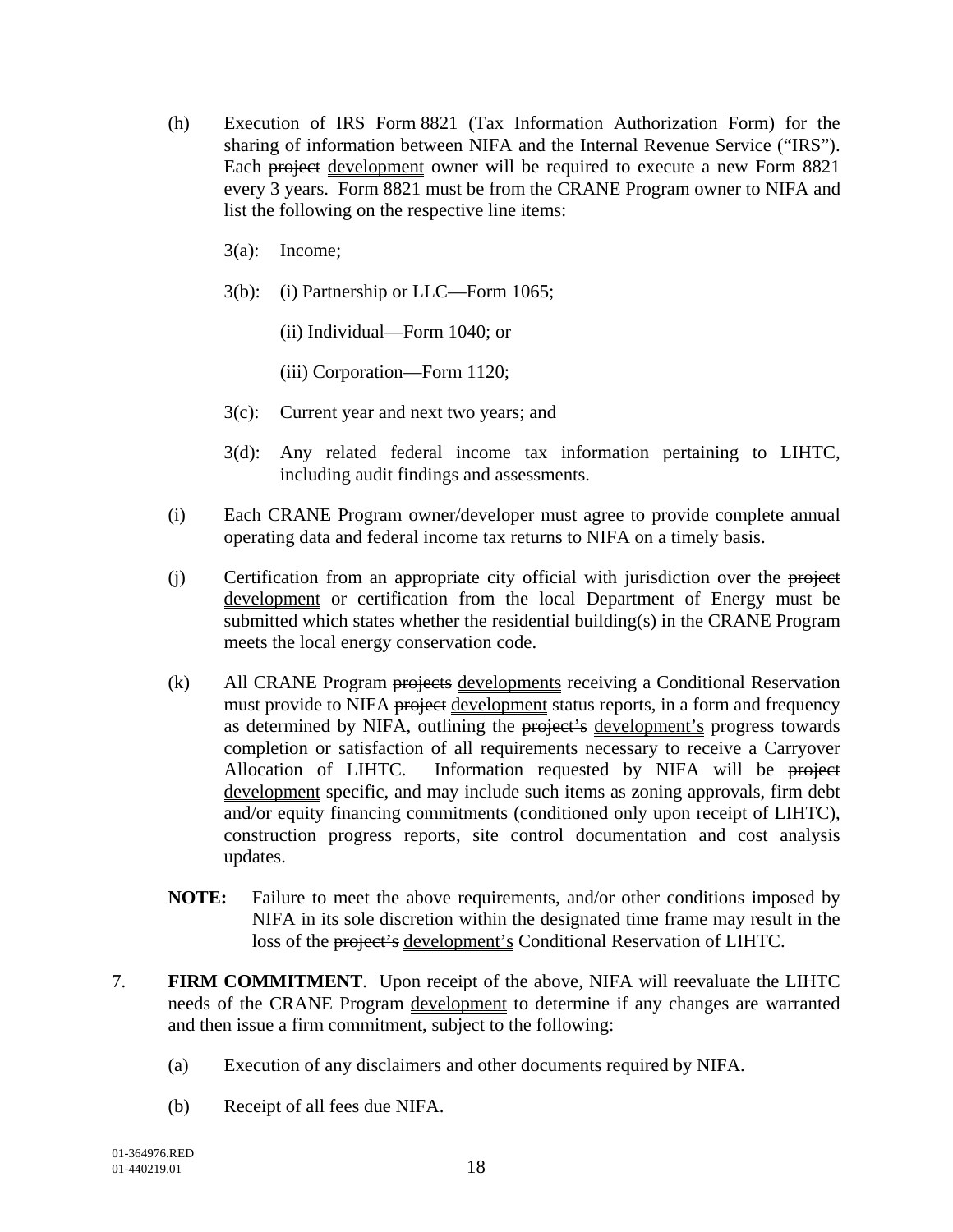(h) Execution of IRS Form 8821 (Tax Information Authorization Form) for the sharing of information between NIFA and the Internal Revenue Service ("IRS"). Each ~~project~~ <u>development</u> owner will be required to execute a new Form 8821 every 3 years. Form 8821 must be from the CRANE Program owner to NIFA and list the following on the respective line items:

 3(a): Income;

 3(b): (i) Partnership or LLC—Form 1065;

  (ii) Individual—Form 1040; or

  (iii) Corporation—Form 1120;

 3(c): Current year and next two years; and

 3(d): Any related federal income tax information pertaining to LIHTC, including audit findings and assessments.

(i) Each CRANE Program owner/developer must agree to provide complete annual operating data and federal income tax returns to NIFA on a timely basis.

(j) Certification from an appropriate city official with jurisdiction over the ~~project~~ <u>development</u> or certification from the local Department of Energy must be submitted which states whether the residential building(s) in the CRANE Program meets the local energy conservation code.

(k) All CRANE Program ~~projects~~ <u>developments</u> receiving a Conditional Reservation must provide to NIFA ~~project~~ <u>development</u> status reports, in a form and frequency as determined by NIFA, outlining the ~~project's~~ <u>development's</u> progress towards completion or satisfaction of all requirements necessary to receive a Carryover Allocation of LIHTC. Information requested by NIFA will be ~~project~~ <u>development</u> specific, and may include such items as zoning approvals, firm debt and/or equity financing commitments (conditioned only upon receipt of LIHTC), construction progress reports, site control documentation and cost analysis updates.

**NOTE:** Failure to meet the above requirements, and/or other conditions imposed by NIFA in its sole discretion within the designated time frame may result in the loss of the ~~project's~~ <u>development's</u> Conditional Reservation of LIHTC.

7. **FIRM COMMITMENT**. Upon receipt of the above, NIFA will reevaluate the LIHTC needs of the CRANE Program <u>development</u> to determine if any changes are warranted and then issue a firm commitment, subject to the following:

 (a) Execution of any disclaimers and other documents required by NIFA.

 (b) Receipt of all fees due NIFA.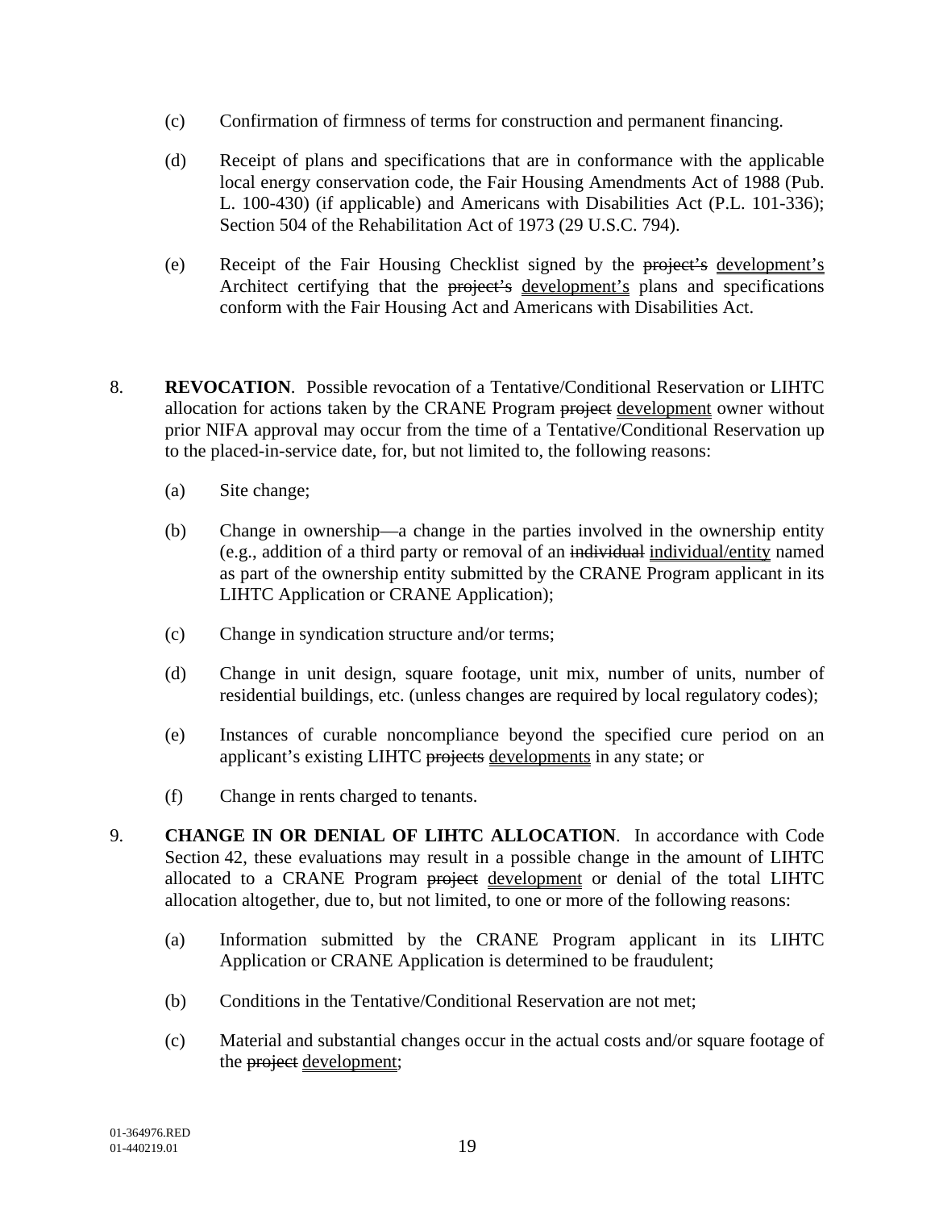(c) Confirmation of firmness of terms for construction and permanent financing.

(d) Receipt of plans and specifications that are in conformance with the applicable local energy conservation code, the Fair Housing Amendments Act of 1988 (Pub. L. 100-430) (if applicable) and Americans with Disabilities Act (P.L. 101-336); Section 504 of the Rehabilitation Act of 1973 (29 U.S.C. 794).

(e) Receipt of the Fair Housing Checklist signed by the ~~project's~~ development's Architect certifying that the ~~project's~~ development's plans and specifications conform with the Fair Housing Act and Americans with Disabilities Act.

8. **REVOCATION**. Possible revocation of a Tentative/Conditional Reservation or LIHTC allocation for actions taken by the CRANE Program ~~project~~ development owner without prior NIFA approval may occur from the time of a Tentative/Conditional Reservation up to the placed-in-service date, for, but not limited to, the following reasons:

   (a) Site change;

   (b) Change in ownership—a change in the parties involved in the ownership entity (e.g., addition of a third party or removal of an ~~individual~~ individual/entity named as part of the ownership entity submitted by the CRANE Program applicant in its LIHTC Application or CRANE Application);

   (c) Change in syndication structure and/or terms;

   (d) Change in unit design, square footage, unit mix, number of units, number of residential buildings, etc. (unless changes are required by local regulatory codes);

   (e) Instances of curable noncompliance beyond the specified cure period on an applicant's existing LIHTC ~~projects~~ developments in any state; or

   (f) Change in rents charged to tenants.

9. **CHANGE IN OR DENIAL OF LIHTC ALLOCATION**. In accordance with Code Section 42, these evaluations may result in a possible change in the amount of LIHTC allocated to a CRANE Program ~~project~~ development or denial of the total LIHTC allocation altogether, due to, but not limited, to one or more of the following reasons:

   (a) Information submitted by the CRANE Program applicant in its LIHTC Application or CRANE Application is determined to be fraudulent;

   (b) Conditions in the Tentative/Conditional Reservation are not met;

   (c) Material and substantial changes occur in the actual costs and/or square footage of the ~~project~~ development;

01-364976.RED
01-440219.01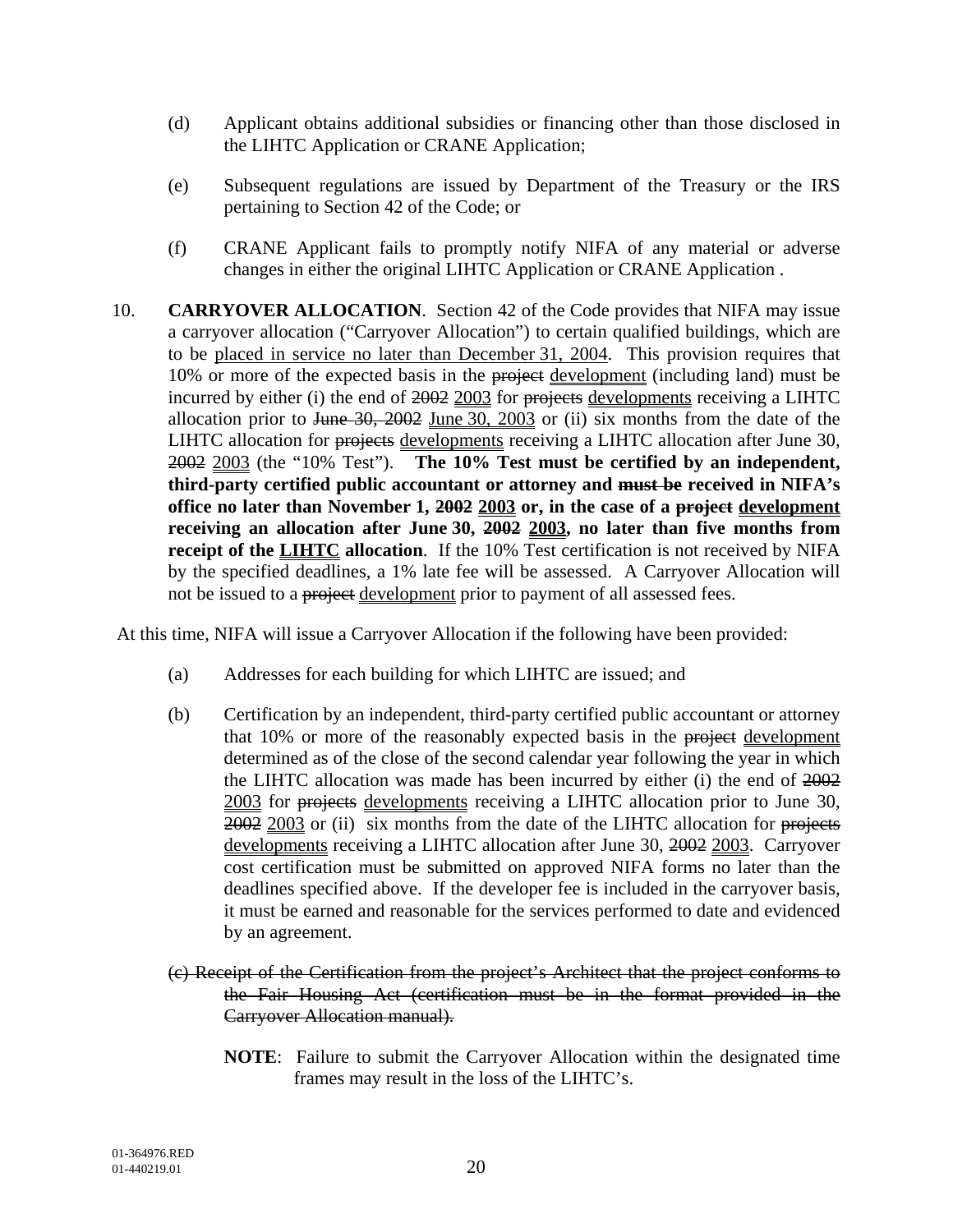(d) Applicant obtains additional subsidies or financing other than those disclosed in the LIHTC Application or CRANE Application;

(e) Subsequent regulations are issued by Department of the Treasury or the IRS pertaining to Section 42 of the Code; or

(f) CRANE Applicant fails to promptly notify NIFA of any material or adverse changes in either the original LIHTC Application or CRANE Application .

10. **CARRYOVER ALLOCATION**. Section 42 of the Code provides that NIFA may issue a carryover allocation ("Carryover Allocation") to certain qualified buildings, which are to be placed in service no later than December 31, 2004. This provision requires that 10% or more of the expected basis in the ~~project~~ development (including land) must be incurred by either (i) the end of ~~2002~~ 2003 for ~~projects~~ developments receiving a LIHTC allocation prior to ~~June 30, 2002~~ June 30, 2003 or (ii) six months from the date of the LIHTC allocation for ~~projects~~ developments receiving a LIHTC allocation after June 30, ~~2002~~ 2003 (the "10% Test"). **The 10% Test must be certified by an independent, third-party certified public accountant or attorney and ~~must be~~ received in NIFA's office no later than November 1, ~~2002~~ 2003 or, in the case of a ~~project~~ development receiving an allocation after June 30, ~~2002~~ 2003, no later than five months from receipt of the LIHTC allocation**. If the 10% Test certification is not received by NIFA by the specified deadlines, a 1% late fee will be assessed. A Carryover Allocation will not be issued to a ~~project~~ development prior to payment of all assessed fees.

At this time, NIFA will issue a Carryover Allocation if the following have been provided:

(a) Addresses for each building for which LIHTC are issued; and

(b) Certification by an independent, third-party certified public accountant or attorney that 10% or more of the reasonably expected basis in the ~~project~~ development determined as of the close of the second calendar year following the year in which the LIHTC allocation was made has been incurred by either (i) the end of ~~2002~~ 2003 for ~~projects~~ developments receiving a LIHTC allocation prior to June 30, ~~2002~~ 2003 or (ii) six months from the date of the LIHTC allocation for ~~projects~~ developments receiving a LIHTC allocation after June 30, ~~2002~~ 2003. Carryover cost certification must be submitted on approved NIFA forms no later than the deadlines specified above. If the developer fee is included in the carryover basis, it must be earned and reasonable for the services performed to date and evidenced by an agreement.

~~(c) Receipt of the Certification from the project's Architect that the project conforms to the Fair Housing Act (certification must be in the format provided in the Carryover Allocation manual).~~

**NOTE**: Failure to submit the Carryover Allocation within the designated time frames may result in the loss of the LIHTC's.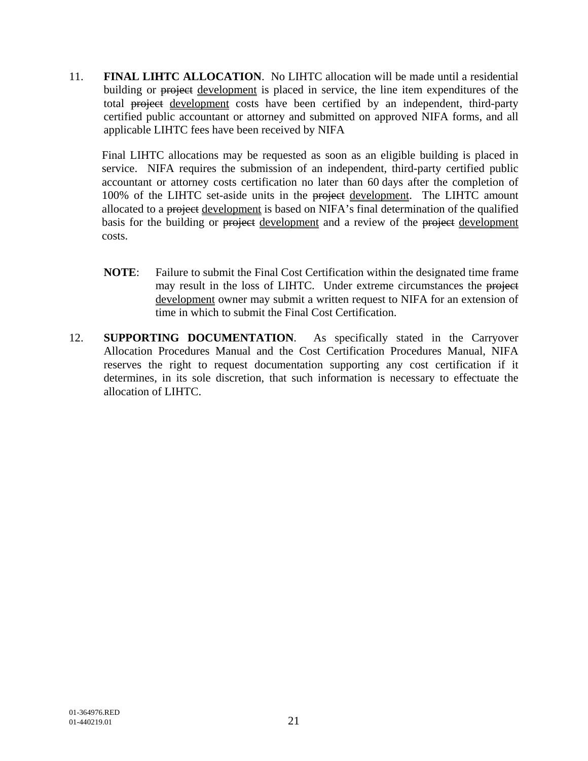11. **FINAL LIHTC ALLOCATION**. No LIHTC allocation will be made until a residential building or ~~project~~ development is placed in service, the line item expenditures of the total ~~project~~ development costs have been certified by an independent, third-party certified public accountant or attorney and submitted on approved NIFA forms, and all applicable LIHTC fees have been received by NIFA

    Final LIHTC allocations may be requested as soon as an eligible building is placed in service. NIFA requires the submission of an independent, third-party certified public accountant or attorney costs certification no later than 60 days after the completion of 100% of the LIHTC set-aside units in the ~~project~~ development. The LIHTC amount allocated to a ~~project~~ development is based on NIFA's final determination of the qualified basis for the building or ~~project~~ development and a review of the ~~project~~ development costs.

    **NOTE**: Failure to submit the Final Cost Certification within the designated time frame may result in the loss of LIHTC. Under extreme circumstances the ~~project~~ development owner may submit a written request to NIFA for an extension of time in which to submit the Final Cost Certification.

12. **SUPPORTING DOCUMENTATION**. As specifically stated in the Carryover Allocation Procedures Manual and the Cost Certification Procedures Manual, NIFA reserves the right to request documentation supporting any cost certification if it determines, in its sole discretion, that such information is necessary to effectuate the allocation of LIHTC.

01-364976.RED
01-440219.01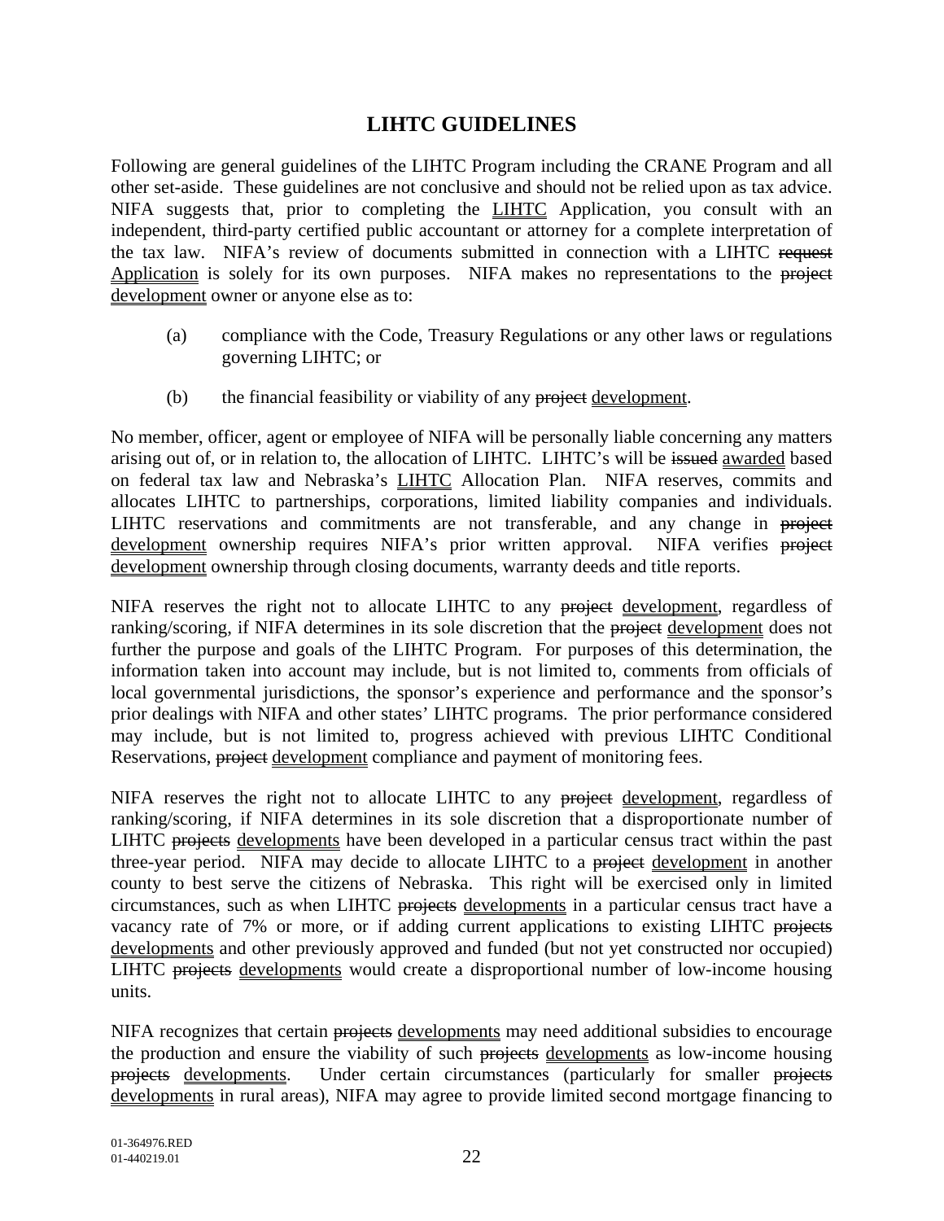# LIHTC GUIDELINES

Following are general guidelines of the LIHTC Program including the CRANE Program and all other set-aside. These guidelines are not conclusive and should not be relied upon as tax advice. NIFA suggests that, prior to completing the LIHTC Application, you consult with an independent, third-party certified public accountant or attorney for a complete interpretation of the tax law. NIFA's review of documents submitted in connection with a LIHTC ~~request~~ Application is solely for its own purposes. NIFA makes no representations to the ~~project~~ development owner or anyone else as to:

(a) compliance with the Code, Treasury Regulations or any other laws or regulations governing LIHTC; or

(b) the financial feasibility or viability of any ~~project~~ development.

No member, officer, agent or employee of NIFA will be personally liable concerning any matters arising out of, or in relation to, the allocation of LIHTC. LIHTC's will be ~~issued~~ awarded based on federal tax law and Nebraska's LIHTC Allocation Plan. NIFA reserves, commits and allocates LIHTC to partnerships, corporations, limited liability companies and individuals. LIHTC reservations and commitments are not transferable, and any change in ~~project~~ development ownership requires NIFA's prior written approval. NIFA verifies ~~project~~ development ownership through closing documents, warranty deeds and title reports.

NIFA reserves the right not to allocate LIHTC to any ~~project~~ development, regardless of ranking/scoring, if NIFA determines in its sole discretion that the ~~project~~ development does not further the purpose and goals of the LIHTC Program. For purposes of this determination, the information taken into account may include, but is not limited to, comments from officials of local governmental jurisdictions, the sponsor's experience and performance and the sponsor's prior dealings with NIFA and other states' LIHTC programs. The prior performance considered may include, but is not limited to, progress achieved with previous LIHTC Conditional Reservations, ~~project~~ development compliance and payment of monitoring fees.

NIFA reserves the right not to allocate LIHTC to any ~~project~~ development, regardless of ranking/scoring, if NIFA determines in its sole discretion that a disproportionate number of LIHTC ~~projects~~ developments have been developed in a particular census tract within the past three-year period. NIFA may decide to allocate LIHTC to a ~~project~~ development in another county to best serve the citizens of Nebraska. This right will be exercised only in limited circumstances, such as when LIHTC ~~projects~~ developments in a particular census tract have a vacancy rate of 7% or more, or if adding current applications to existing LIHTC ~~projects~~ developments and other previously approved and funded (but not yet constructed nor occupied) LIHTC ~~projects~~ developments would create a disproportional number of low-income housing units.

NIFA recognizes that certain ~~projects~~ developments may need additional subsidies to encourage the production and ensure the viability of such ~~projects~~ developments as low-income housing ~~projects~~ developments. Under certain circumstances (particularly for smaller ~~projects~~ developments in rural areas), NIFA may agree to provide limited second mortgage financing to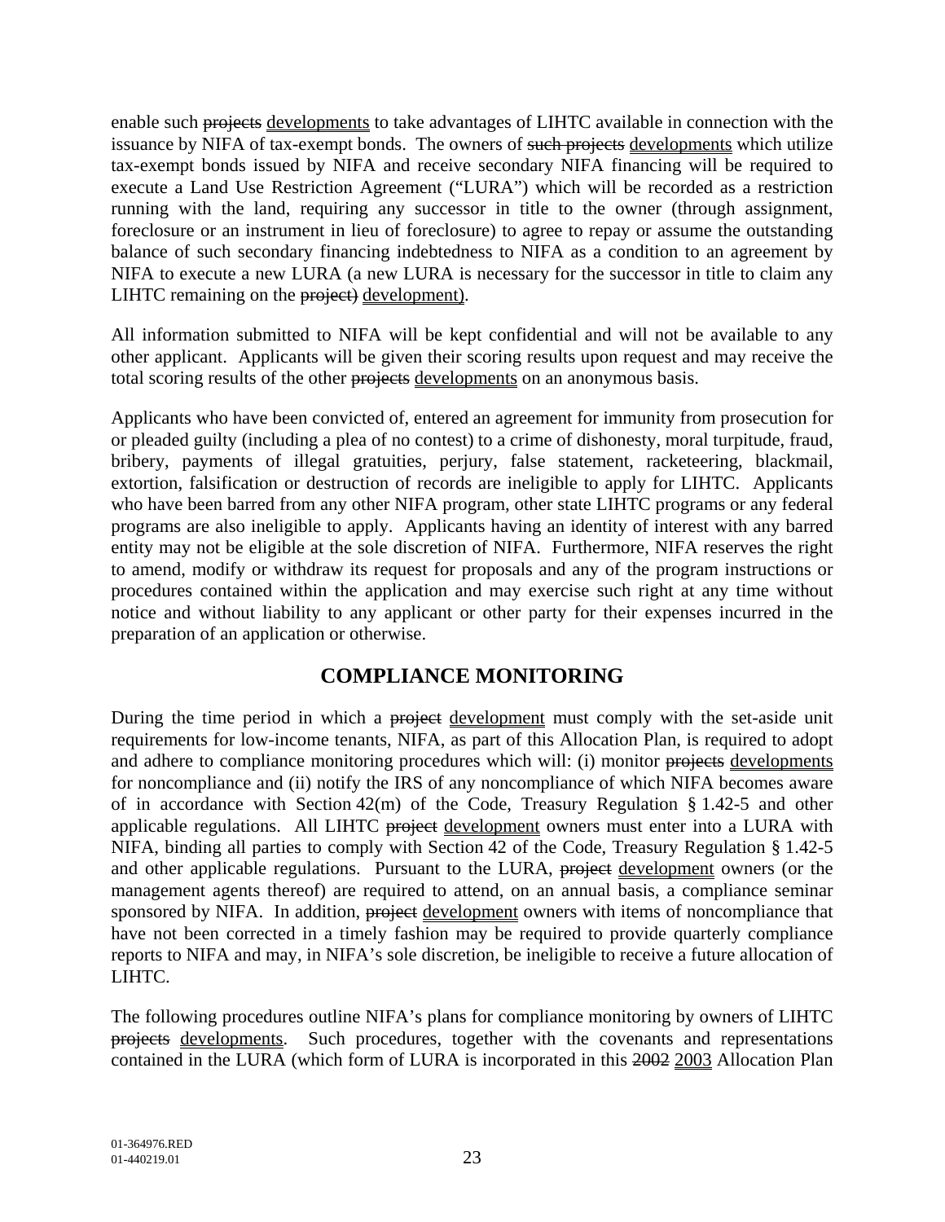enable such ~~projects~~ developments to take advantages of LIHTC available in connection with the issuance by NIFA of tax-exempt bonds. The owners of ~~such projects~~ developments which utilize tax-exempt bonds issued by NIFA and receive secondary NIFA financing will be required to execute a Land Use Restriction Agreement ("LURA") which will be recorded as a restriction running with the land, requiring any successor in title to the owner (through assignment, foreclosure or an instrument in lieu of foreclosure) to agree to repay or assume the outstanding balance of such secondary financing indebtedness to NIFA as a condition to an agreement by NIFA to execute a new LURA (a new LURA is necessary for the successor in title to claim any LIHTC remaining on the ~~project)~~ development).

All information submitted to NIFA will be kept confidential and will not be available to any other applicant. Applicants will be given their scoring results upon request and may receive the total scoring results of the other ~~projects~~ developments on an anonymous basis.

Applicants who have been convicted of, entered an agreement for immunity from prosecution for or pleaded guilty (including a plea of no contest) to a crime of dishonesty, moral turpitude, fraud, bribery, payments of illegal gratuities, perjury, false statement, racketeering, blackmail, extortion, falsification or destruction of records are ineligible to apply for LIHTC. Applicants who have been barred from any other NIFA program, other state LIHTC programs or any federal programs are also ineligible to apply. Applicants having an identity of interest with any barred entity may not be eligible at the sole discretion of NIFA. Furthermore, NIFA reserves the right to amend, modify or withdraw its request for proposals and any of the program instructions or procedures contained within the application and may exercise such right at any time without notice and without liability to any applicant or other party for their expenses incurred in the preparation of an application or otherwise.

## COMPLIANCE MONITORING

During the time period in which a ~~project~~ development must comply with the set-aside unit requirements for low-income tenants, NIFA, as part of this Allocation Plan, is required to adopt and adhere to compliance monitoring procedures which will: (i) monitor ~~projects~~ developments for noncompliance and (ii) notify the IRS of any noncompliance of which NIFA becomes aware of in accordance with Section 42(m) of the Code, Treasury Regulation § 1.42-5 and other applicable regulations. All LIHTC ~~project~~ development owners must enter into a LURA with NIFA, binding all parties to comply with Section 42 of the Code, Treasury Regulation § 1.42-5 and other applicable regulations. Pursuant to the LURA, ~~project~~ development owners (or the management agents thereof) are required to attend, on an annual basis, a compliance seminar sponsored by NIFA. In addition, ~~project~~ development owners with items of noncompliance that have not been corrected in a timely fashion may be required to provide quarterly compliance reports to NIFA and may, in NIFA's sole discretion, be ineligible to receive a future allocation of LIHTC.

The following procedures outline NIFA's plans for compliance monitoring by owners of LIHTC ~~projects~~ developments. Such procedures, together with the covenants and representations contained in the LURA (which form of LURA is incorporated in this ~~2002~~ 2003 Allocation Plan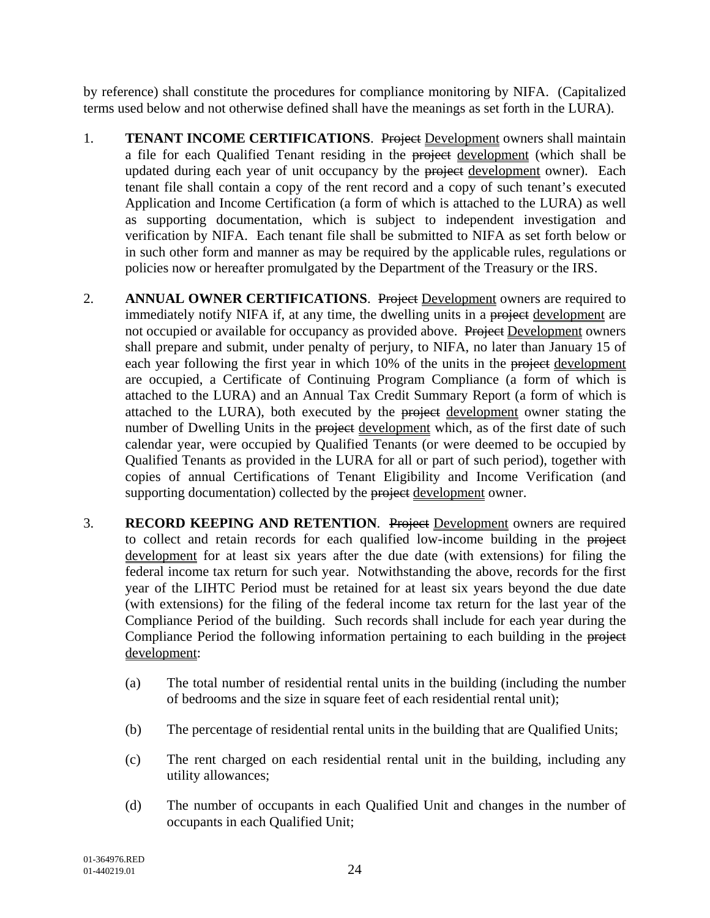by reference) shall constitute the procedures for compliance monitoring by NIFA. (Capitalized terms used below and not otherwise defined shall have the meanings as set forth in the LURA).

1. **TENANT INCOME CERTIFICATIONS**. ~~Project~~ Development owners shall maintain a file for each Qualified Tenant residing in the ~~project~~ development (which shall be updated during each year of unit occupancy by the ~~project~~ development owner). Each tenant file shall contain a copy of the rent record and a copy of such tenant's executed Application and Income Certification (a form of which is attached to the LURA) as well as supporting documentation, which is subject to independent investigation and verification by NIFA. Each tenant file shall be submitted to NIFA as set forth below or in such other form and manner as may be required by the applicable rules, regulations or policies now or hereafter promulgated by the Department of the Treasury or the IRS.

2. **ANNUAL OWNER CERTIFICATIONS**. ~~Project~~ Development owners are required to immediately notify NIFA if, at any time, the dwelling units in a ~~project~~ development are not occupied or available for occupancy as provided above. ~~Project~~ Development owners shall prepare and submit, under penalty of perjury, to NIFA, no later than January 15 of each year following the first year in which 10% of the units in the ~~project~~ development are occupied, a Certificate of Continuing Program Compliance (a form of which is attached to the LURA) and an Annual Tax Credit Summary Report (a form of which is attached to the LURA), both executed by the ~~project~~ development owner stating the number of Dwelling Units in the ~~project~~ development which, as of the first date of such calendar year, were occupied by Qualified Tenants (or were deemed to be occupied by Qualified Tenants as provided in the LURA for all or part of such period), together with copies of annual Certifications of Tenant Eligibility and Income Verification (and supporting documentation) collected by the ~~project~~ development owner.

3. **RECORD KEEPING AND RETENTION**. ~~Project~~ Development owners are required to collect and retain records for each qualified low-income building in the ~~project~~ development for at least six years after the due date (with extensions) for filing the federal income tax return for such year. Notwithstanding the above, records for the first year of the LIHTC Period must be retained for at least six years beyond the due date (with extensions) for the filing of the federal income tax return for the last year of the Compliance Period of the building. Such records shall include for each year during the Compliance Period the following information pertaining to each building in the ~~project~~ development:

   (a) The total number of residential rental units in the building (including the number of bedrooms and the size in square feet of each residential rental unit);

   (b) The percentage of residential rental units in the building that are Qualified Units;

   (c) The rent charged on each residential rental unit in the building, including any utility allowances;

   (d) The number of occupants in each Qualified Unit and changes in the number of occupants in each Qualified Unit;

01-364976.RED
01-440219.01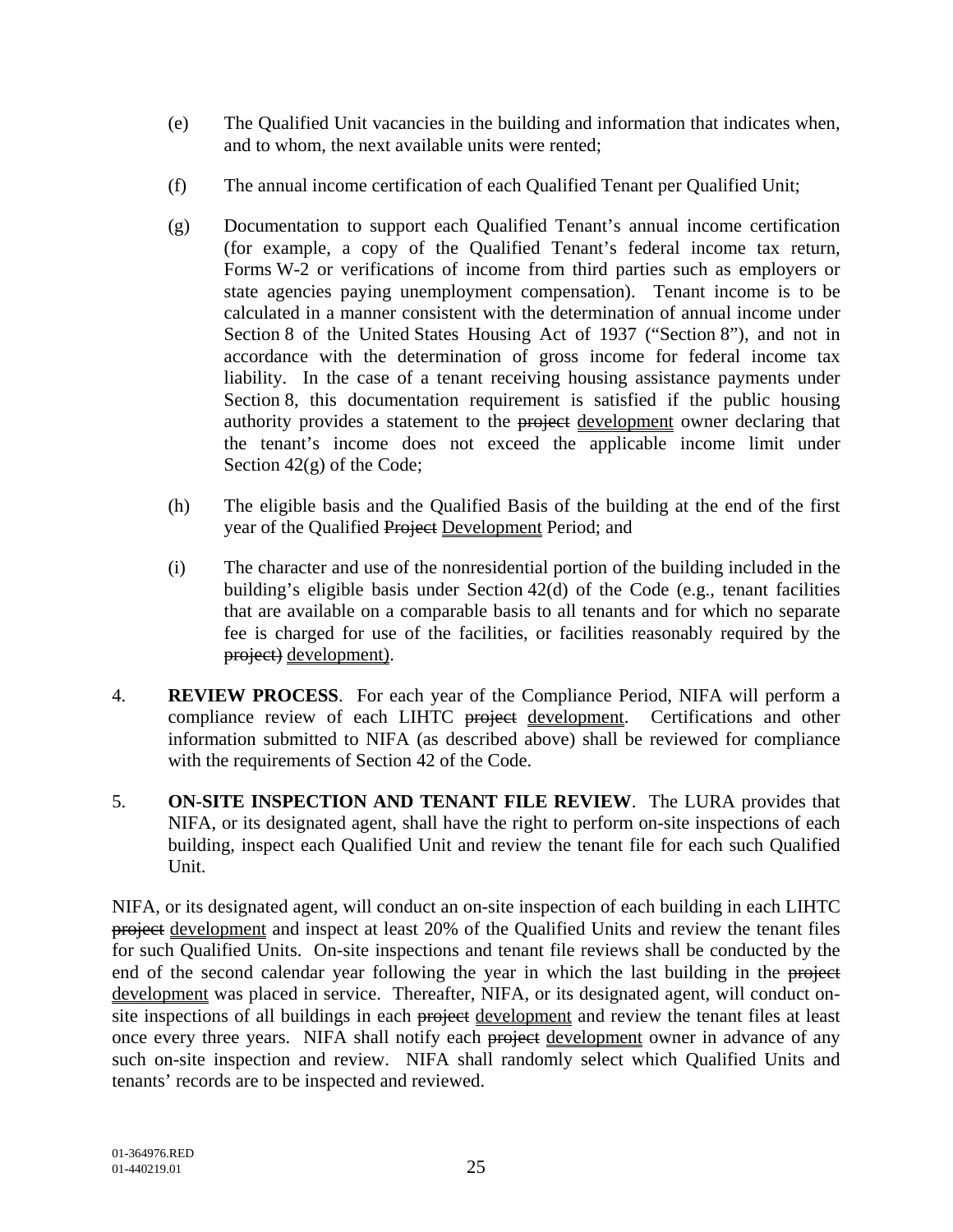(e) The Qualified Unit vacancies in the building and information that indicates when, and to whom, the next available units were rented;

(f) The annual income certification of each Qualified Tenant per Qualified Unit;

(g) Documentation to support each Qualified Tenant's annual income certification (for example, a copy of the Qualified Tenant's federal income tax return, Forms W-2 or verifications of income from third parties such as employers or state agencies paying unemployment compensation). Tenant income is to be calculated in a manner consistent with the determination of annual income under Section 8 of the United States Housing Act of 1937 ("Section 8"), and not in accordance with the determination of gross income for federal income tax liability. In the case of a tenant receiving housing assistance payments under Section 8, this documentation requirement is satisfied if the public housing authority provides a statement to the ~~project~~ development owner declaring that the tenant's income does not exceed the applicable income limit under Section 42(g) of the Code;

(h) The eligible basis and the Qualified Basis of the building at the end of the first year of the Qualified ~~Project~~ Development Period; and

(i) The character and use of the nonresidential portion of the building included in the building's eligible basis under Section 42(d) of the Code (e.g., tenant facilities that are available on a comparable basis to all tenants and for which no separate fee is charged for use of the facilities, or facilities reasonably required by the ~~project)~~ development).

4. **REVIEW PROCESS**. For each year of the Compliance Period, NIFA will perform a compliance review of each LIHTC ~~project~~ development. Certifications and other information submitted to NIFA (as described above) shall be reviewed for compliance with the requirements of Section 42 of the Code.

5. **ON-SITE INSPECTION AND TENANT FILE REVIEW**. The LURA provides that NIFA, or its designated agent, shall have the right to perform on-site inspections of each building, inspect each Qualified Unit and review the tenant file for each such Qualified Unit.

NIFA, or its designated agent, will conduct an on-site inspection of each building in each LIHTC ~~project~~ development and inspect at least 20% of the Qualified Units and review the tenant files for such Qualified Units. On-site inspections and tenant file reviews shall be conducted by the end of the second calendar year following the year in which the last building in the ~~project~~ development was placed in service. Thereafter, NIFA, or its designated agent, will conduct on-site inspections of all buildings in each ~~project~~ development and review the tenant files at least once every three years. NIFA shall notify each ~~project~~ development owner in advance of any such on-site inspection and review. NIFA shall randomly select which Qualified Units and tenants' records are to be inspected and reviewed.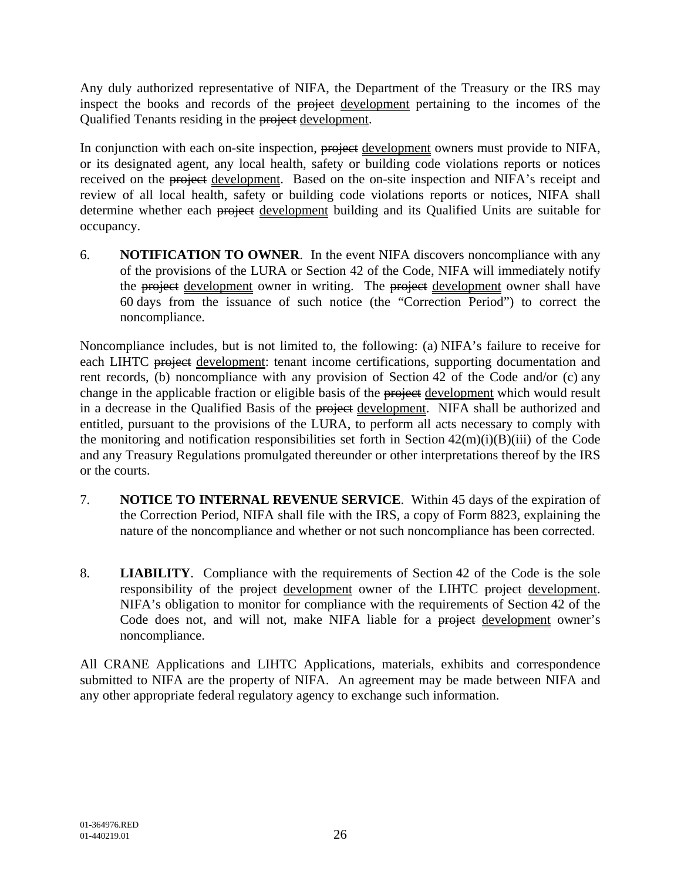Any duly authorized representative of NIFA, the Department of the Treasury or the IRS may inspect the books and records of the ~~project~~ development pertaining to the incomes of the Qualified Tenants residing in the ~~project~~ development.

In conjunction with each on-site inspection, ~~project~~ development owners must provide to NIFA, or its designated agent, any local health, safety or building code violations reports or notices received on the ~~project~~ development. Based on the on-site inspection and NIFA's receipt and review of all local health, safety or building code violations reports or notices, NIFA shall determine whether each ~~project~~ development building and its Qualified Units are suitable for occupancy.

6. **NOTIFICATION TO OWNER**. In the event NIFA discovers noncompliance with any of the provisions of the LURA or Section 42 of the Code, NIFA will immediately notify the ~~project~~ development owner in writing. The ~~project~~ development owner shall have 60 days from the issuance of such notice (the "Correction Period") to correct the noncompliance.

Noncompliance includes, but is not limited to, the following: (a) NIFA's failure to receive for each LIHTC ~~project~~ development: tenant income certifications, supporting documentation and rent records, (b) noncompliance with any provision of Section 42 of the Code and/or (c) any change in the applicable fraction or eligible basis of the ~~project~~ development which would result in a decrease in the Qualified Basis of the ~~project~~ development. NIFA shall be authorized and entitled, pursuant to the provisions of the LURA, to perform all acts necessary to comply with the monitoring and notification responsibilities set forth in Section 42(m)(i)(B)(iii) of the Code and any Treasury Regulations promulgated thereunder or other interpretations thereof by the IRS or the courts.

7. **NOTICE TO INTERNAL REVENUE SERVICE**. Within 45 days of the expiration of the Correction Period, NIFA shall file with the IRS, a copy of Form 8823, explaining the nature of the noncompliance and whether or not such noncompliance has been corrected.

8. **LIABILITY**. Compliance with the requirements of Section 42 of the Code is the sole responsibility of the ~~project~~ development owner of the LIHTC ~~project~~ development. NIFA's obligation to monitor for compliance with the requirements of Section 42 of the Code does not, and will not, make NIFA liable for a ~~project~~ development owner's noncompliance.

All CRANE Applications and LIHTC Applications, materials, exhibits and correspondence submitted to NIFA are the property of NIFA. An agreement may be made between NIFA and any other appropriate federal regulatory agency to exchange such information.

01-364976.RED
01-440219.01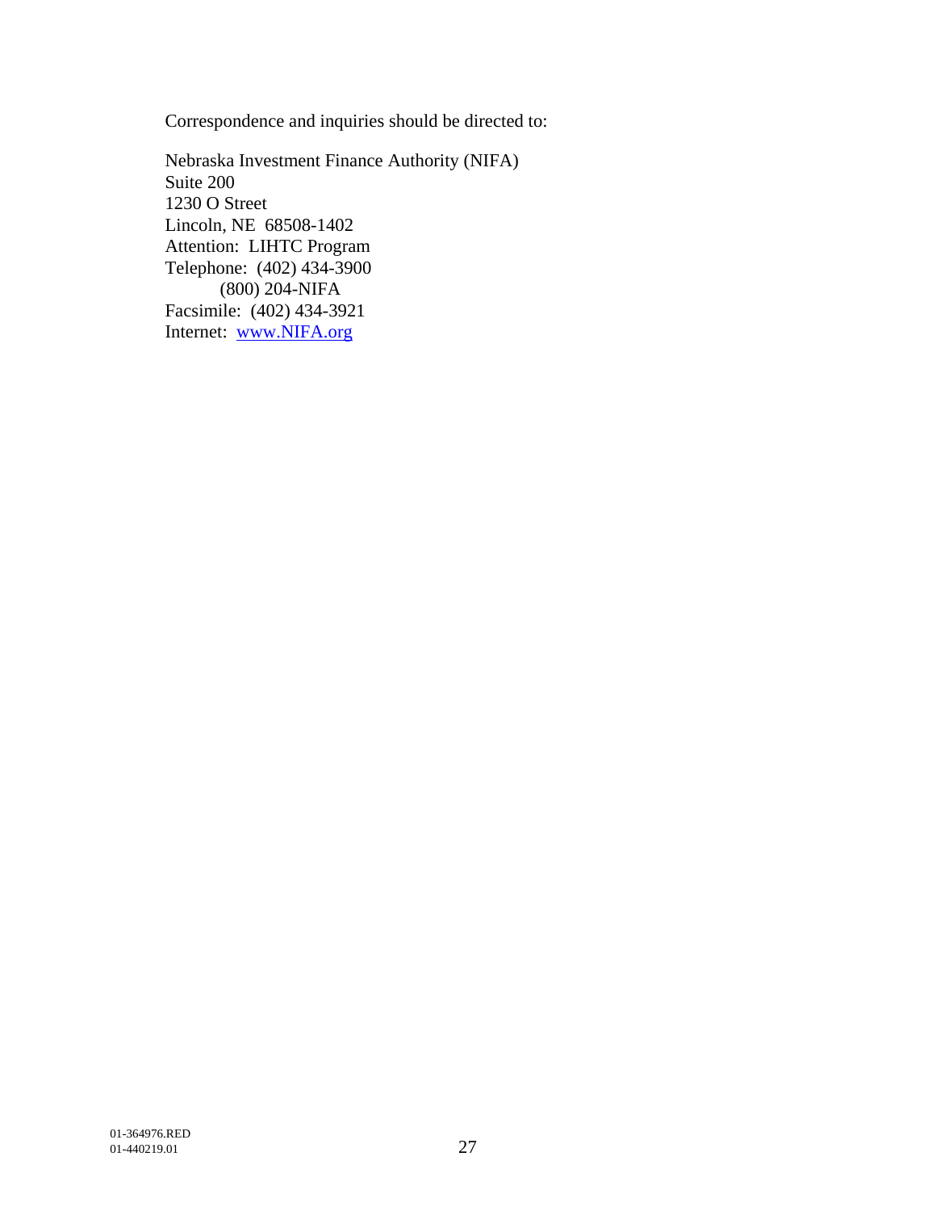Correspondence and inquiries should be directed to:

Nebraska Investment Finance Authority (NIFA)
Suite 200
1230 O Street
Lincoln, NE 68508-1402
Attention: LIHTC Program
Telephone: (402) 434-3900
(800) 204-NIFA
Facsimile: (402) 434-3921
Internet: www.NIFA.org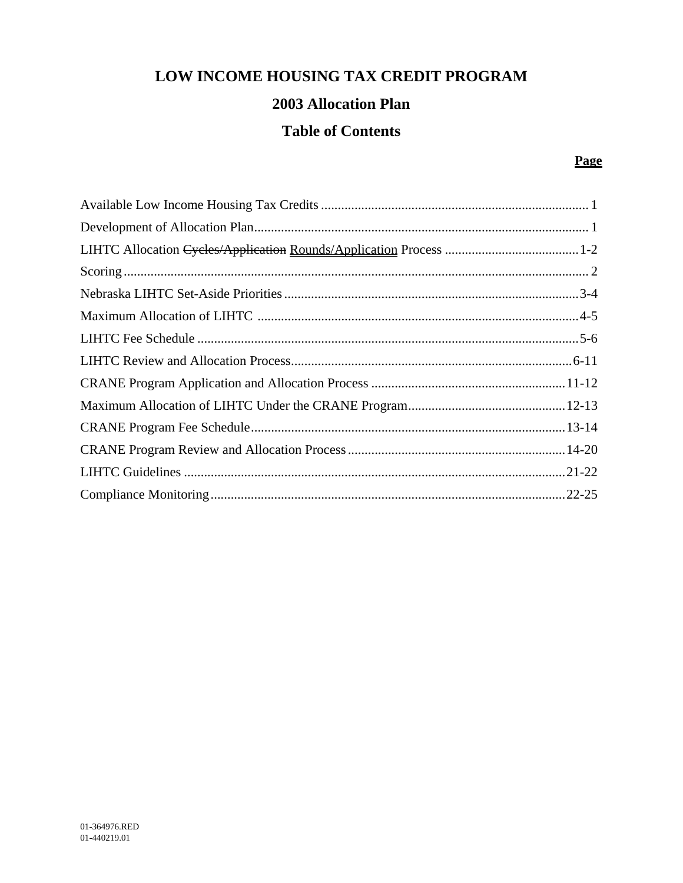# LOW INCOME HOUSING TAX CREDIT PROGRAM

## 2003 Allocation Plan

## Table of Contents

| | **Page** |
|---|---|
| Available Low Income Housing Tax Credits | 1 |
| Development of Allocation Plan | 1 |
| LIHTC Allocation ~~Cycles/Application~~ <u>Rounds/Application</u> Process | 1-2 |
| Scoring | 2 |
| Nebraska LIHTC Set-Aside Priorities | 3-4 |
| Maximum Allocation of LIHTC | 4-5 |
| LIHTC Fee Schedule | 5-6 |
| LIHTC Review and Allocation Process | 6-11 |
| CRANE Program Application and Allocation Process | 11-12 |
| Maximum Allocation of LIHTC Under the CRANE Program | 12-13 |
| CRANE Program Fee Schedule | 13-14 |
| CRANE Program Review and Allocation Process | 14-20 |
| LIHTC Guidelines | 21-22 |
| Compliance Monitoring | 22-25 |

01-364976.RED
01-440219.01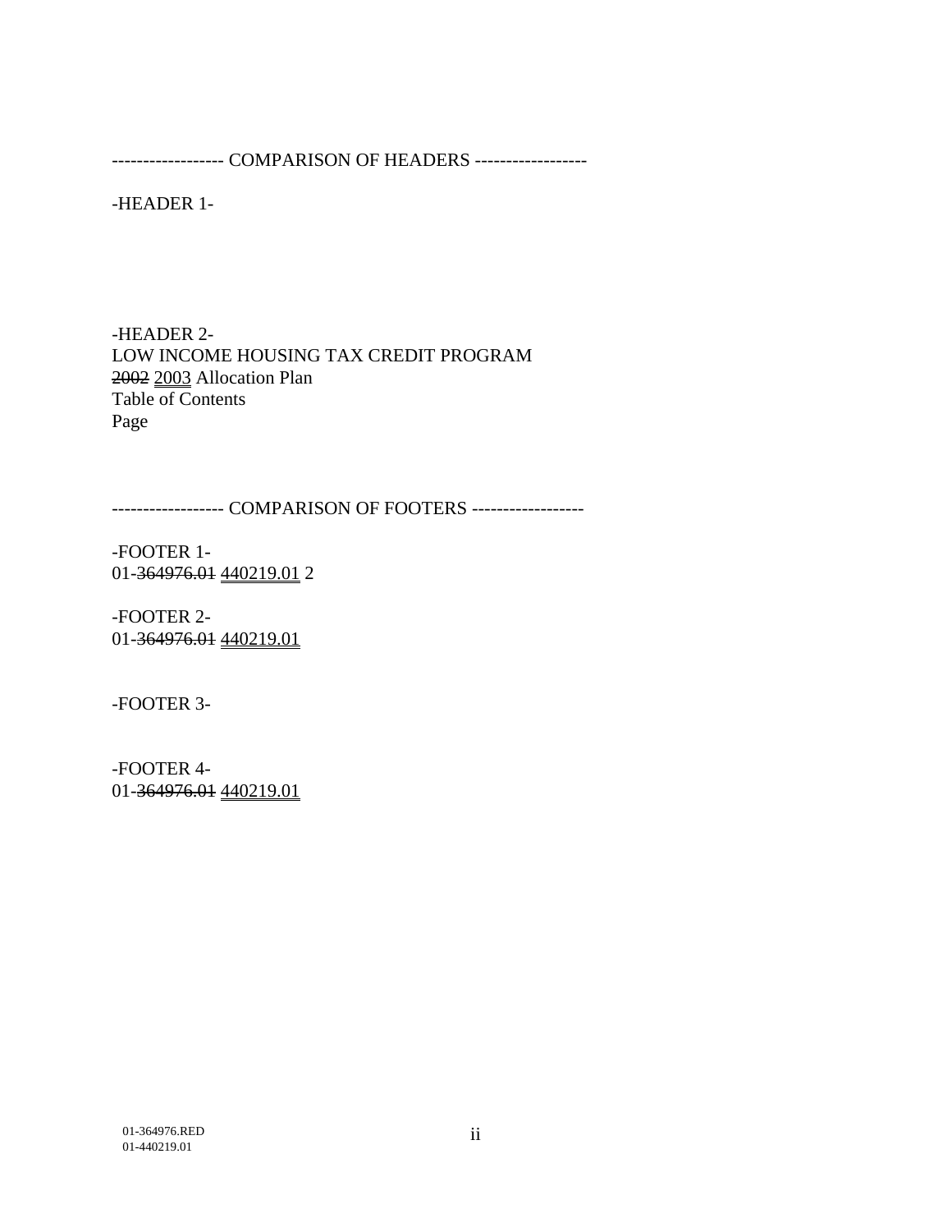------------------ COMPARISON OF HEADERS ------------------

-HEADER 1-

-HEADER 2-
LOW INCOME HOUSING TAX CREDIT PROGRAM
~~2002~~ 2003 Allocation Plan
Table of Contents
Page

------------------ COMPARISON OF FOOTERS ------------------

-FOOTER 1-
01-~~364976.01~~ 440219.01 2

-FOOTER 2-
01-~~364976.01~~ 440219.01

-FOOTER 3-

-FOOTER 4-
01-~~364976.01~~ 440219.01